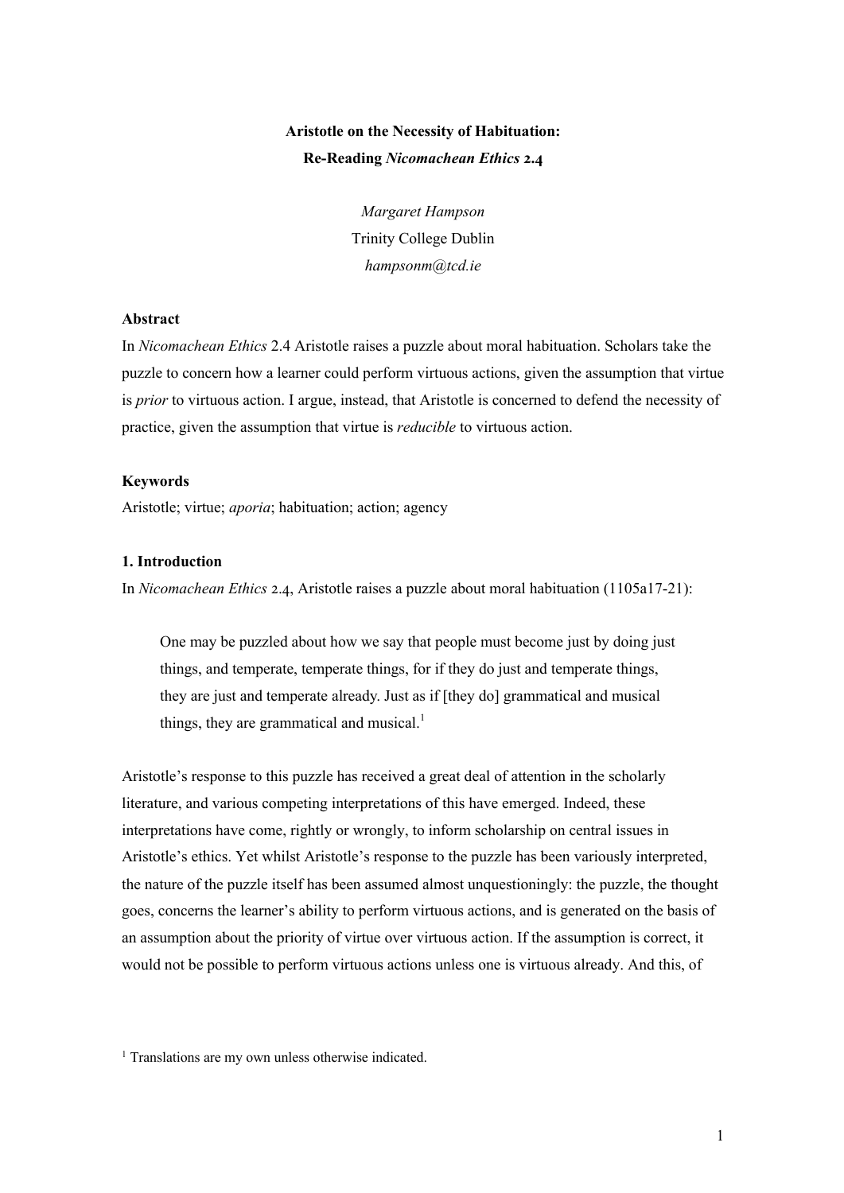**Aristotle on the Necessity of Habituation:**
**Re-Reading *Nicomachean Ethics* 2.4**

*Margaret Hampson*
Trinity College Dublin
*hampsonm@tcd.ie*

**Abstract**

In *Nicomachean Ethics* 2.4 Aristotle raises a puzzle about moral habituation. Scholars take the puzzle to concern how a learner could perform virtuous actions, given the assumption that virtue is *prior* to virtuous action. I argue, instead, that Aristotle is concerned to defend the necessity of practice, given the assumption that virtue is *reducible* to virtuous action.

**Keywords**

Aristotle; virtue; *aporia*; habituation; action; agency

## 1. Introduction

In *Nicomachean Ethics* 2.4, Aristotle raises a puzzle about moral habituation (1105a17-21):

> One may be puzzled about how we say that people must become just by doing just things, and temperate, temperate things, for if they do just and temperate things, they are just and temperate already. Just as if [they do] grammatical and musical things, they are grammatical and musical.[1]

Aristotle's response to this puzzle has received a great deal of attention in the scholarly literature, and various competing interpretations of this have emerged. Indeed, these interpretations have come, rightly or wrongly, to inform scholarship on central issues in Aristotle's ethics. Yet whilst Aristotle's response to the puzzle has been variously interpreted, the nature of the puzzle itself has been assumed almost unquestioningly: the puzzle, the thought goes, concerns the learner's ability to perform virtuous actions, and is generated on the basis of an assumption about the priority of virtue over virtuous action. If the assumption is correct, it would not be possible to perform virtuous actions unless one is virtuous already. And this, of

[1] Translations are my own unless otherwise indicated.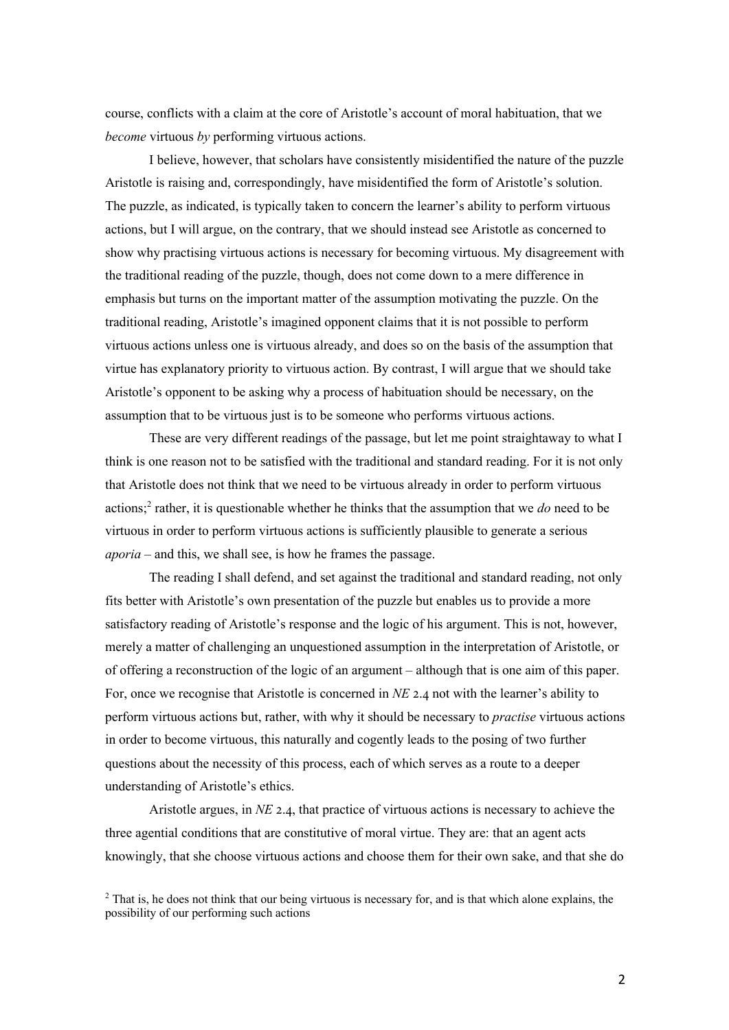course, conflicts with a claim at the core of Aristotle's account of moral habituation, that we *become* virtuous *by* performing virtuous actions.

I believe, however, that scholars have consistently misidentified the nature of the puzzle Aristotle is raising and, correspondingly, have misidentified the form of Aristotle's solution. The puzzle, as indicated, is typically taken to concern the learner's ability to perform virtuous actions, but I will argue, on the contrary, that we should instead see Aristotle as concerned to show why practising virtuous actions is necessary for becoming virtuous. My disagreement with the traditional reading of the puzzle, though, does not come down to a mere difference in emphasis but turns on the important matter of the assumption motivating the puzzle. On the traditional reading, Aristotle's imagined opponent claims that it is not possible to perform virtuous actions unless one is virtuous already, and does so on the basis of the assumption that virtue has explanatory priority to virtuous action. By contrast, I will argue that we should take Aristotle's opponent to be asking why a process of habituation should be necessary, on the assumption that to be virtuous just is to be someone who performs virtuous actions.

These are very different readings of the passage, but let me point straightaway to what I think is one reason not to be satisfied with the traditional and standard reading. For it is not only that Aristotle does not think that we need to be virtuous already in order to perform virtuous actions;[2] rather, it is questionable whether he thinks that the assumption that we *do* need to be virtuous in order to perform virtuous actions is sufficiently plausible to generate a serious *aporia* – and this, we shall see, is how he frames the passage.

The reading I shall defend, and set against the traditional and standard reading, not only fits better with Aristotle's own presentation of the puzzle but enables us to provide a more satisfactory reading of Aristotle's response and the logic of his argument. This is not, however, merely a matter of challenging an unquestioned assumption in the interpretation of Aristotle, or of offering a reconstruction of the logic of an argument – although that is one aim of this paper. For, once we recognise that Aristotle is concerned in *NE* 2.4 not with the learner's ability to perform virtuous actions but, rather, with why it should be necessary to *practise* virtuous actions in order to become virtuous, this naturally and cogently leads to the posing of two further questions about the necessity of this process, each of which serves as a route to a deeper understanding of Aristotle's ethics.

Aristotle argues, in *NE* 2.4, that practice of virtuous actions is necessary to achieve the three agential conditions that are constitutive of moral virtue. They are: that an agent acts knowingly, that she choose virtuous actions and choose them for their own sake, and that she do

[2] That is, he does not think that our being virtuous is necessary for, and is that which alone explains, the possibility of our performing such actions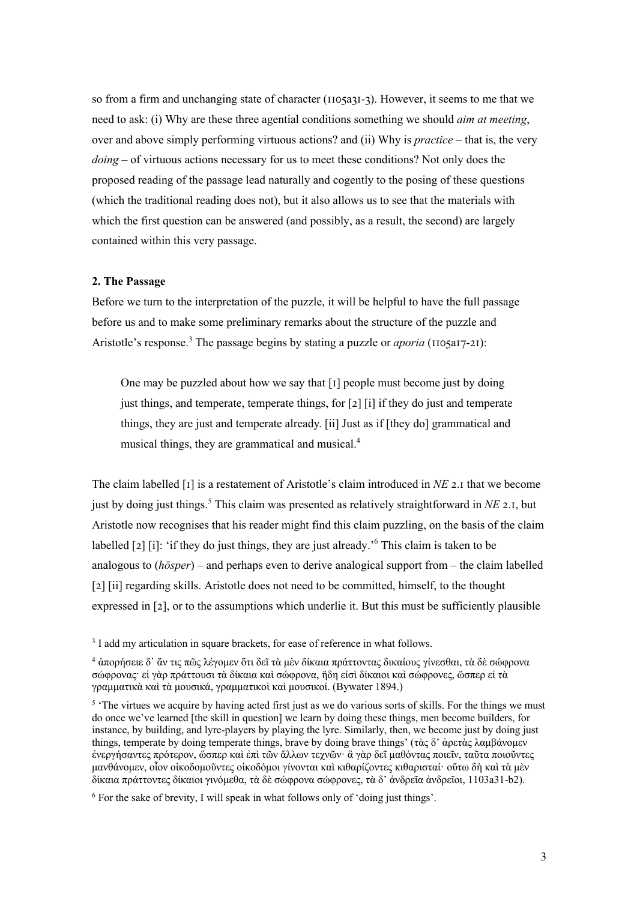so from a firm and unchanging state of character (1105a31-3). However, it seems to me that we need to ask: (i) Why are these three agential conditions something we should *aim at meeting*, over and above simply performing virtuous actions? and (ii) Why is *practice* – that is, the very *doing* – of virtuous actions necessary for us to meet these conditions? Not only does the proposed reading of the passage lead naturally and cogently to the posing of these questions (which the traditional reading does not), but it also allows us to see that the materials with which the first question can be answered (and possibly, as a result, the second) are largely contained within this very passage.

**2. The Passage**

Before we turn to the interpretation of the puzzle, it will be helpful to have the full passage before us and to make some preliminary remarks about the structure of the puzzle and Aristotle's response.[3] The passage begins by stating a puzzle or *aporia* (1105a17-21):

> One may be puzzled about how we say that [1] people must become just by doing just things, and temperate, temperate things, for [2] [i] if they do just and temperate things, they are just and temperate already. [ii] Just as if [they do] grammatical and musical things, they are grammatical and musical.[4]

The claim labelled [1] is a restatement of Aristotle's claim introduced in *NE* 2.1 that we become just by doing just things.[5] This claim was presented as relatively straightforward in *NE* 2.1, but Aristotle now recognises that his reader might find this claim puzzling, on the basis of the claim labelled [2] [i]: 'if they do just things, they are just already.'[6] This claim is taken to be analogous to (*hōsper*) – and perhaps even to derive analogical support from – the claim labelled [2] [ii] regarding skills. Aristotle does not need to be committed, himself, to the thought expressed in [2], or to the assumptions which underlie it. But this must be sufficiently plausible

[3] I add my articulation in square brackets, for ease of reference in what follows.

[4] ἀπορήσειε δ᾽ ἄν τις πῶς λέγομεν ὅτι δεῖ τὰ μὲν δίκαια πράττοντας δικαίους γίνεσθαι, τὰ δὲ σώφρονα σώφρονας· εἰ γὰρ πράττουσι τὰ δίκαια καὶ σώφρονα, ἤδη εἰσὶ δίκαιοι καὶ σώφρονες, ὥσπερ εἰ τὰ γραμματικὰ καὶ τὰ μουσικά, γραμματικοὶ καὶ μουσικοί. (Bywater 1894.)

[5] 'The virtues we acquire by having acted first just as we do various sorts of skills. For the things we must do once we've learned [the skill in question] we learn by doing these things, men become builders, for instance, by building, and lyre-players by playing the lyre. Similarly, then, we become just by doing just things, temperate by doing temperate things, brave by doing brave things' (τὰς δ᾽ ἀρετὰς λαμβάνομεν ἐνεργήσαντες πρότερον, ὥσπερ καὶ ἐπὶ τῶν ἄλλων τεχνῶν· ἃ γὰρ δεῖ μαθόντας ποιεῖν, ταῦτα ποιοῦντες μανθάνομεν, οἷον οἰκοδομοῦντες οἰκοδόμοι γίνονται καὶ κιθαρίζοντες κιθαρισταί· οὕτω δὴ καὶ τὰ μὲν δίκαια πράττοντες δίκαιοι γινόμεθα, τὰ δὲ σώφρονα σώφρονες, τὰ δ᾽ ἀνδρεῖα ἀνδρεῖοι, 1103a31-b2).

[6] For the sake of brevity, I will speak in what follows only of 'doing just things'.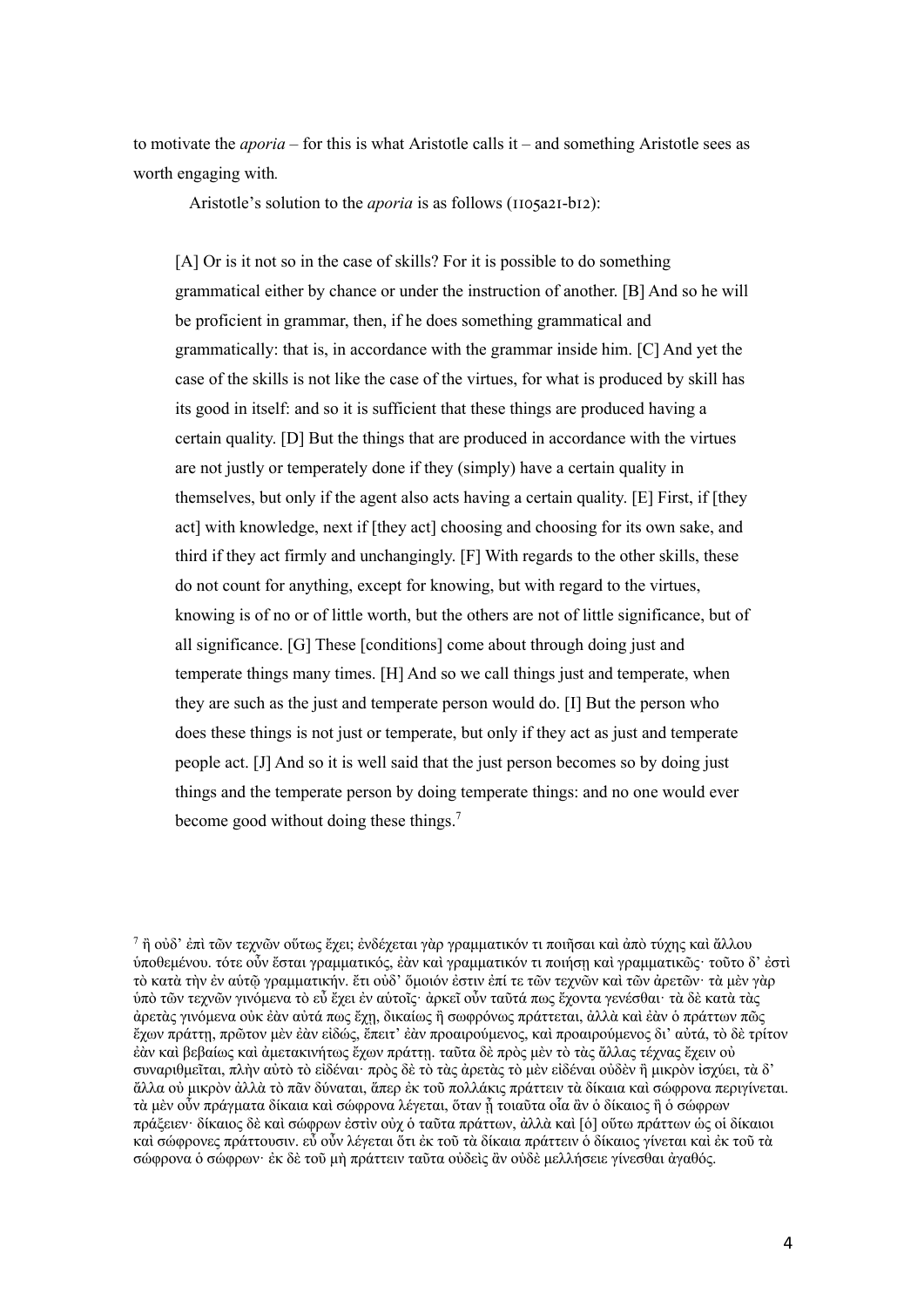to motivate the *aporia* – for this is what Aristotle calls it – and something Aristotle sees as worth engaging with.

Aristotle's solution to the *aporia* is as follows (1105a21-b12):

> [A] Or is it not so in the case of skills? For it is possible to do something grammatical either by chance or under the instruction of another. [B] And so he will be proficient in grammar, then, if he does something grammatical and grammatically: that is, in accordance with the grammar inside him. [C] And yet the case of the skills is not like the case of the virtues, for what is produced by skill has its good in itself: and so it is sufficient that these things are produced having a certain quality. [D] But the things that are produced in accordance with the virtues are not justly or temperately done if they (simply) have a certain quality in themselves, but only if the agent also acts having a certain quality. [E] First, if [they act] with knowledge, next if [they act] choosing and choosing for its own sake, and third if they act firmly and unchangingly. [F] With regards to the other skills, these do not count for anything, except for knowing, but with regard to the virtues, knowing is of no or of little worth, but the others are not of little significance, but of all significance. [G] These [conditions] come about through doing just and temperate things many times. [H] And so we call things just and temperate, when they are such as the just and temperate person would do. [I] But the person who does these things is not just or temperate, but only if they act as just and temperate people act. [J] And so it is well said that the just person becomes so by doing just things and the temperate person by doing temperate things: and no one would ever become good without doing these things.[7]

[7] ἢ οὐδ' ἐπὶ τῶν τεχνῶν οὕτως ἔχει; ἐνδέχεται γὰρ γραμματικόν τι ποιῆσαι καὶ ἀπὸ τύχης καὶ ἄλλου ὑποθεμένου. τότε οὖν ἔσται γραμματικός, ἐὰν καὶ γραμματικόν τι ποιήσῃ καὶ γραμματικῶς· τοῦτο δ' ἐστὶ τὸ κατὰ τὴν ἐν αὑτῷ γραμματικήν. ἔτι οὐδ' ὅμοιόν ἐστιν ἐπί τε τῶν τεχνῶν καὶ τῶν ἀρετῶν· τὰ μὲν γὰρ ὑπὸ τῶν τεχνῶν γινόμενα τὸ εὖ ἔχει ἐν αὑτοῖς· ἀρκεῖ οὖν ταῦτά πως ἔχοντα γενέσθαι· τὰ δὲ κατὰ τὰς ἀρετὰς γινόμενα οὐκ ἐὰν αὐτά πως ἔχῃ, δικαίως ἢ σωφρόνως πράττεται, ἀλλὰ καὶ ἐὰν ὁ πράττων πῶς ἔχων πράττῃ, πρῶτον μὲν ἐὰν εἰδώς, ἔπειτ' ἐὰν προαιρούμενος, καὶ προαιρούμενος δι' αὐτά, τὸ δὲ τρίτον ἐὰν καὶ βεβαίως καὶ ἀμετακινήτως ἔχων πράττῃ. ταῦτα δὲ πρὸς μὲν τὸ τὰς ἄλλας τέχνας ἔχειν οὐ συναριθμεῖται, πλὴν αὐτὸ τὸ εἰδέναι· πρὸς δὲ τὸ τὰς ἀρετὰς τὸ μὲν εἰδέναι οὐδὲν ἢ μικρὸν ἰσχύει, τὰ δ' ἄλλα οὐ μικρὸν ἀλλὰ τὸ πᾶν δύναται, ἅπερ ἐκ τοῦ πολλάκις πράττειν τὰ δίκαια καὶ σώφρονα περιγίνεται. τὰ μὲν οὖν πράγματα δίκαια καὶ σώφρονα λέγεται, ὅταν ᾖ τοιαῦτα οἷα ἂν ὁ δίκαιος ἢ ὁ σώφρων πράξειεν· δίκαιος δὲ καὶ σώφρων ἐστὶν οὐχ ὁ ταῦτα πράττων, ἀλλὰ καὶ [ὁ] οὕτω πράττων ὡς οἱ δίκαιοι καὶ σώφρονες πράττουσιν. εὖ οὖν λέγεται ὅτι ἐκ τοῦ τὰ δίκαια πράττειν ὁ δίκαιος γίνεται καὶ ἐκ τοῦ τὰ σώφρονα ὁ σώφρων· ἐκ δὲ τοῦ μὴ πράττειν ταῦτα οὐδεὶς ἂν οὐδὲ μελλήσειε γίνεσθαι ἀγαθός.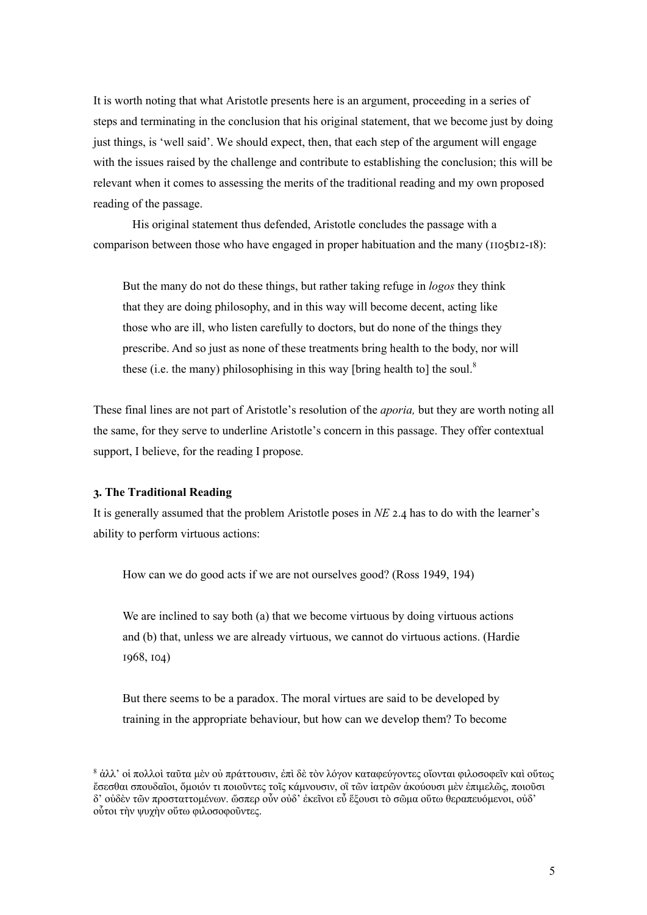It is worth noting that what Aristotle presents here is an argument, proceeding in a series of steps and terminating in the conclusion that his original statement, that we become just by doing just things, is 'well said'. We should expect, then, that each step of the argument will engage with the issues raised by the challenge and contribute to establishing the conclusion; this will be relevant when it comes to assessing the merits of the traditional reading and my own proposed reading of the passage.

His original statement thus defended, Aristotle concludes the passage with a comparison between those who have engaged in proper habituation and the many (1105b12-18):

> But the many do not do these things, but rather taking refuge in *logos* they think that they are doing philosophy, and in this way will become decent, acting like those who are ill, who listen carefully to doctors, but do none of the things they prescribe. And so just as none of these treatments bring health to the body, nor will these (i.e. the many) philosophising in this way [bring health to] the soul.[8]

These final lines are not part of Aristotle's resolution of the *aporia,* but they are worth noting all the same, for they serve to underline Aristotle's concern in this passage. They offer contextual support, I believe, for the reading I propose.

### 3. The Traditional Reading

It is generally assumed that the problem Aristotle poses in *NE* 2.4 has to do with the learner's ability to perform virtuous actions:

> How can we do good acts if we are not ourselves good? (Ross 1949, 194)

> We are inclined to say both (a) that we become virtuous by doing virtuous actions and (b) that, unless we are already virtuous, we cannot do virtuous actions. (Hardie 1968, 104)

> But there seems to be a paradox. The moral virtues are said to be developed by training in the appropriate behaviour, but how can we develop them? To become

[8] ἀλλ' οἱ πολλοὶ ταῦτα μὲν οὐ πράττουσιν, ἐπὶ δὲ τὸν λόγον καταφεύγοντες οἴονται φιλοσοφεῖν καὶ οὕτως ἔσεσθαι σπουδαῖοι, ὅμοιόν τι ποιοῦντες τοῖς κάμνουσιν, οἳ τῶν ἰατρῶν ἀκούουσι μὲν ἐπιμελῶς, ποιοῦσι δ' οὐδὲν τῶν προσταττομένων. ὥσπερ οὖν οὐδ' ἐκεῖνοι εὖ ἕξουσι τὸ σῶμα οὕτω θεραπευόμενοι, οὐδ' οὗτοι τὴν ψυχὴν οὕτω φιλοσοφοῦντες.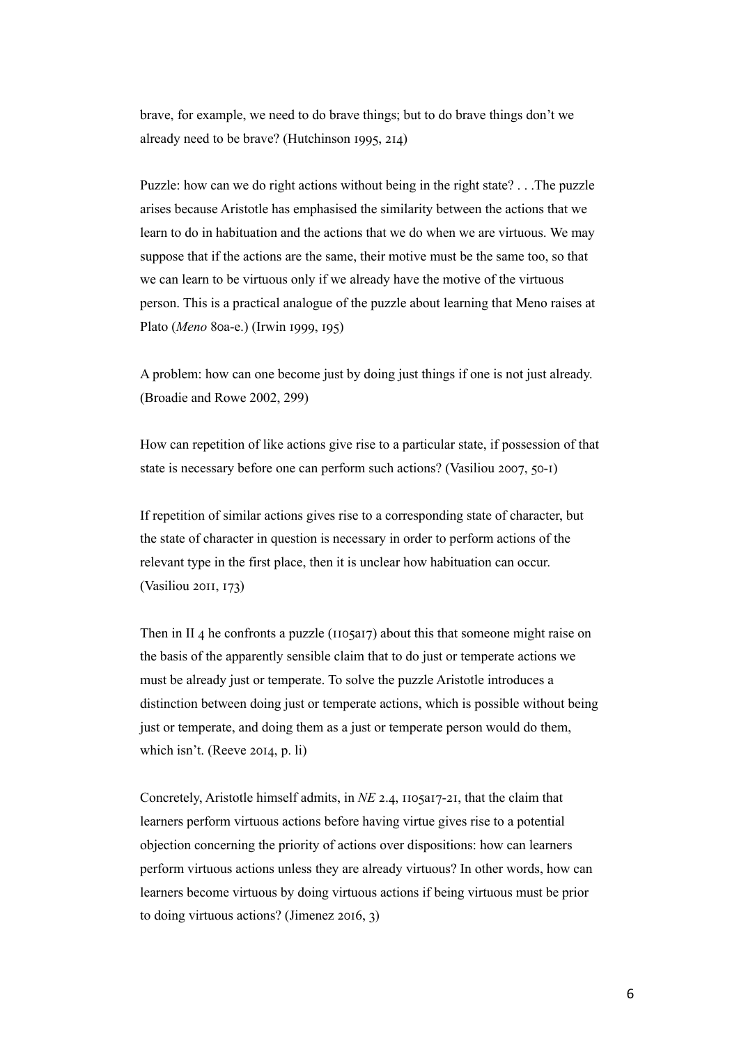brave, for example, we need to do brave things; but to do brave things don't we already need to be brave? (Hutchinson 1995, 214)

Puzzle: how can we do right actions without being in the right state? . . .The puzzle arises because Aristotle has emphasised the similarity between the actions that we learn to do in habituation and the actions that we do when we are virtuous. We may suppose that if the actions are the same, their motive must be the same too, so that we can learn to be virtuous only if we already have the motive of the virtuous person. This is a practical analogue of the puzzle about learning that Meno raises at Plato (*Meno* 80a-e.) (Irwin 1999, 195)

A problem: how can one become just by doing just things if one is not just already. (Broadie and Rowe 2002, 299)

How can repetition of like actions give rise to a particular state, if possession of that state is necessary before one can perform such actions? (Vasiliou 2007, 50-1)

If repetition of similar actions gives rise to a corresponding state of character, but the state of character in question is necessary in order to perform actions of the relevant type in the first place, then it is unclear how habituation can occur. (Vasiliou 2011, 173)

Then in II 4 he confronts a puzzle (1105a17) about this that someone might raise on the basis of the apparently sensible claim that to do just or temperate actions we must be already just or temperate. To solve the puzzle Aristotle introduces a distinction between doing just or temperate actions, which is possible without being just or temperate, and doing them as a just or temperate person would do them, which isn't. (Reeve 2014, p. li)

Concretely, Aristotle himself admits, in *NE* 2.4, 1105a17-21, that the claim that learners perform virtuous actions before having virtue gives rise to a potential objection concerning the priority of actions over dispositions: how can learners perform virtuous actions unless they are already virtuous? In other words, how can learners become virtuous by doing virtuous actions if being virtuous must be prior to doing virtuous actions? (Jimenez 2016, 3)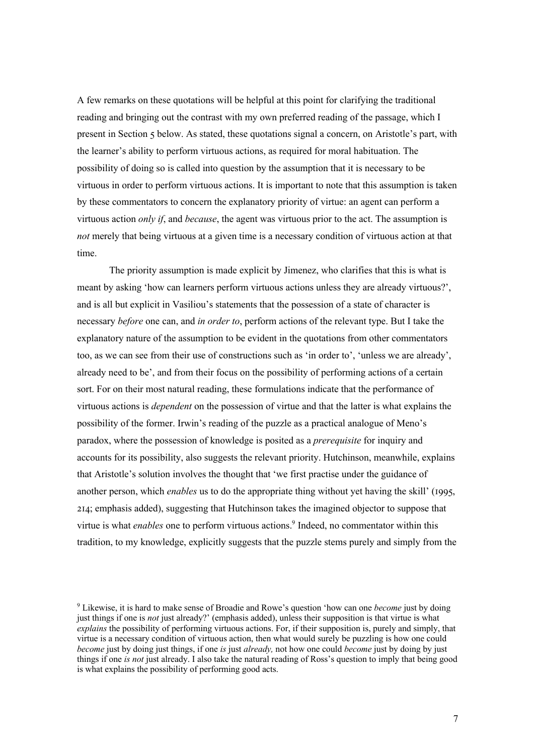A few remarks on these quotations will be helpful at this point for clarifying the traditional reading and bringing out the contrast with my own preferred reading of the passage, which I present in Section 5 below. As stated, these quotations signal a concern, on Aristotle's part, with the learner's ability to perform virtuous actions, as required for moral habituation. The possibility of doing so is called into question by the assumption that it is necessary to be virtuous in order to perform virtuous actions. It is important to note that this assumption is taken by these commentators to concern the explanatory priority of virtue: an agent can perform a virtuous action *only if*, and *because*, the agent was virtuous prior to the act. The assumption is *not* merely that being virtuous at a given time is a necessary condition of virtuous action at that time.

The priority assumption is made explicit by Jimenez, who clarifies that this is what is meant by asking 'how can learners perform virtuous actions unless they are already virtuous?', and is all but explicit in Vasiliou's statements that the possession of a state of character is necessary *before* one can, and *in order to*, perform actions of the relevant type. But I take the explanatory nature of the assumption to be evident in the quotations from other commentators too, as we can see from their use of constructions such as 'in order to', 'unless we are already', already need to be', and from their focus on the possibility of performing actions of a certain sort. For on their most natural reading, these formulations indicate that the performance of virtuous actions is *dependent* on the possession of virtue and that the latter is what explains the possibility of the former. Irwin's reading of the puzzle as a practical analogue of Meno's paradox, where the possession of knowledge is posited as a *prerequisite* for inquiry and accounts for its possibility, also suggests the relevant priority. Hutchinson, meanwhile, explains that Aristotle's solution involves the thought that 'we first practise under the guidance of another person, which *enables* us to do the appropriate thing without yet having the skill' (1995, 214; emphasis added), suggesting that Hutchinson takes the imagined objector to suppose that virtue is what *enables* one to perform virtuous actions.[9] Indeed, no commentator within this tradition, to my knowledge, explicitly suggests that the puzzle stems purely and simply from the

[9] Likewise, it is hard to make sense of Broadie and Rowe's question 'how can one *become* just by doing just things if one is *not* just already?' (emphasis added), unless their supposition is that virtue is what *explains* the possibility of performing virtuous actions. For, if their supposition is, purely and simply, that virtue is a necessary condition of virtuous action, then what would surely be puzzling is how one could *become* just by doing just things, if one *is* just *already,* not how one could *become* just by doing by just things if one *is not* just already. I also take the natural reading of Ross's question to imply that being good is what explains the possibility of performing good acts.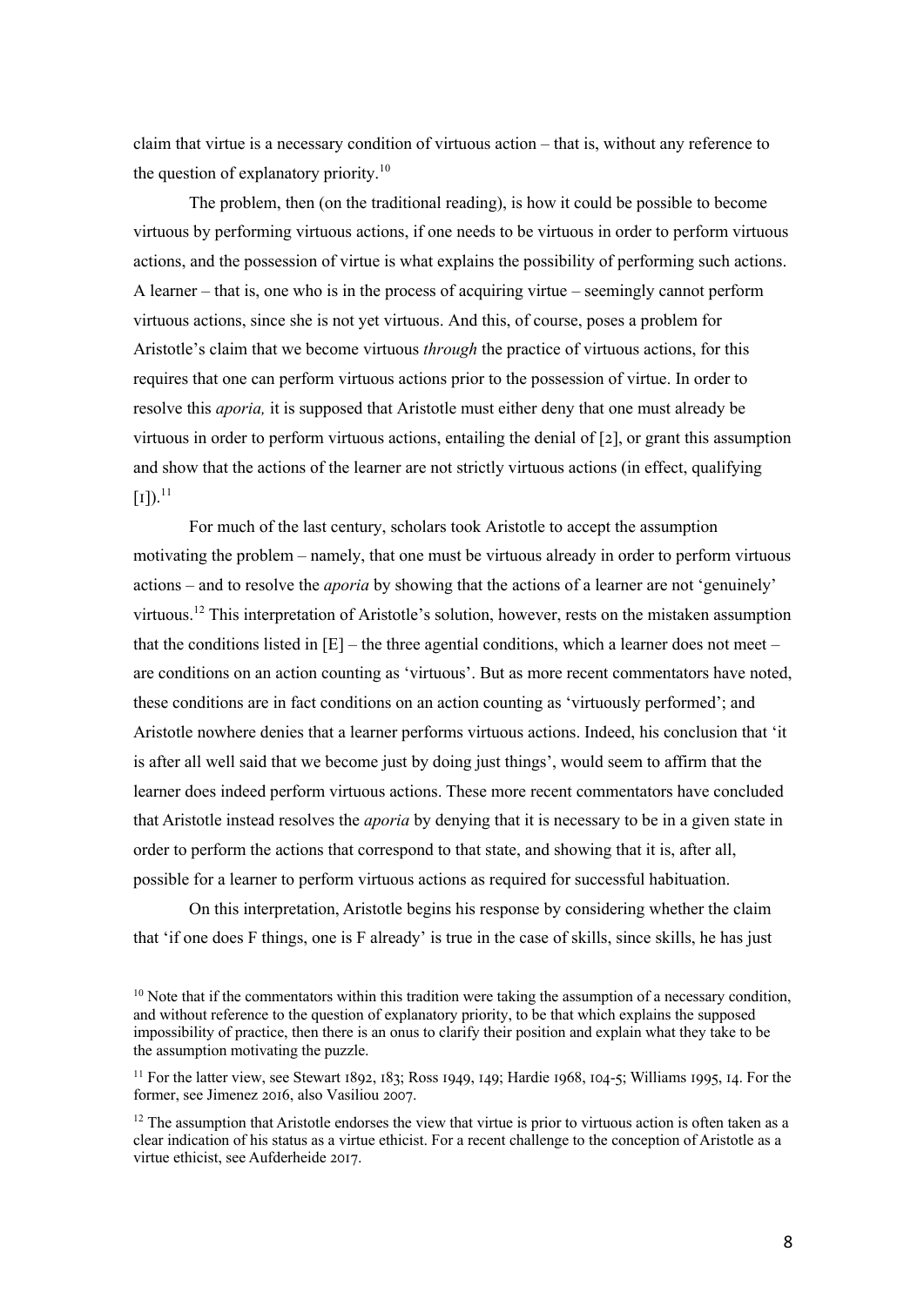claim that virtue is a necessary condition of virtuous action – that is, without any reference to the question of explanatory priority.[10]

The problem, then (on the traditional reading), is how it could be possible to become virtuous by performing virtuous actions, if one needs to be virtuous in order to perform virtuous actions, and the possession of virtue is what explains the possibility of performing such actions. A learner – that is, one who is in the process of acquiring virtue – seemingly cannot perform virtuous actions, since she is not yet virtuous. And this, of course, poses a problem for Aristotle's claim that we become virtuous *through* the practice of virtuous actions, for this requires that one can perform virtuous actions prior to the possession of virtue. In order to resolve this *aporia,* it is supposed that Aristotle must either deny that one must already be virtuous in order to perform virtuous actions, entailing the denial of [2], or grant this assumption and show that the actions of the learner are not strictly virtuous actions (in effect, qualifying [1]).[11]

For much of the last century, scholars took Aristotle to accept the assumption motivating the problem – namely, that one must be virtuous already in order to perform virtuous actions – and to resolve the *aporia* by showing that the actions of a learner are not 'genuinely' virtuous.[12] This interpretation of Aristotle's solution, however, rests on the mistaken assumption that the conditions listed in [E] – the three agential conditions, which a learner does not meet – are conditions on an action counting as 'virtuous'. But as more recent commentators have noted, these conditions are in fact conditions on an action counting as 'virtuously performed'; and Aristotle nowhere denies that a learner performs virtuous actions. Indeed, his conclusion that 'it is after all well said that we become just by doing just things', would seem to affirm that the learner does indeed perform virtuous actions. These more recent commentators have concluded that Aristotle instead resolves the *aporia* by denying that it is necessary to be in a given state in order to perform the actions that correspond to that state, and showing that it is, after all, possible for a learner to perform virtuous actions as required for successful habituation.

On this interpretation, Aristotle begins his response by considering whether the claim that 'if one does F things, one is F already' is true in the case of skills, since skills, he has just

[10] Note that if the commentators within this tradition were taking the assumption of a necessary condition, and without reference to the question of explanatory priority, to be that which explains the supposed impossibility of practice, then there is an onus to clarify their position and explain what they take to be the assumption motivating the puzzle.

[11] For the latter view, see Stewart 1892, 183; Ross 1949, 149; Hardie 1968, 104-5; Williams 1995, 14. For the former, see Jimenez 2016, also Vasiliou 2007.

[12] The assumption that Aristotle endorses the view that virtue is prior to virtuous action is often taken as a clear indication of his status as a virtue ethicist. For a recent challenge to the conception of Aristotle as a virtue ethicist, see Aufderheide 2017.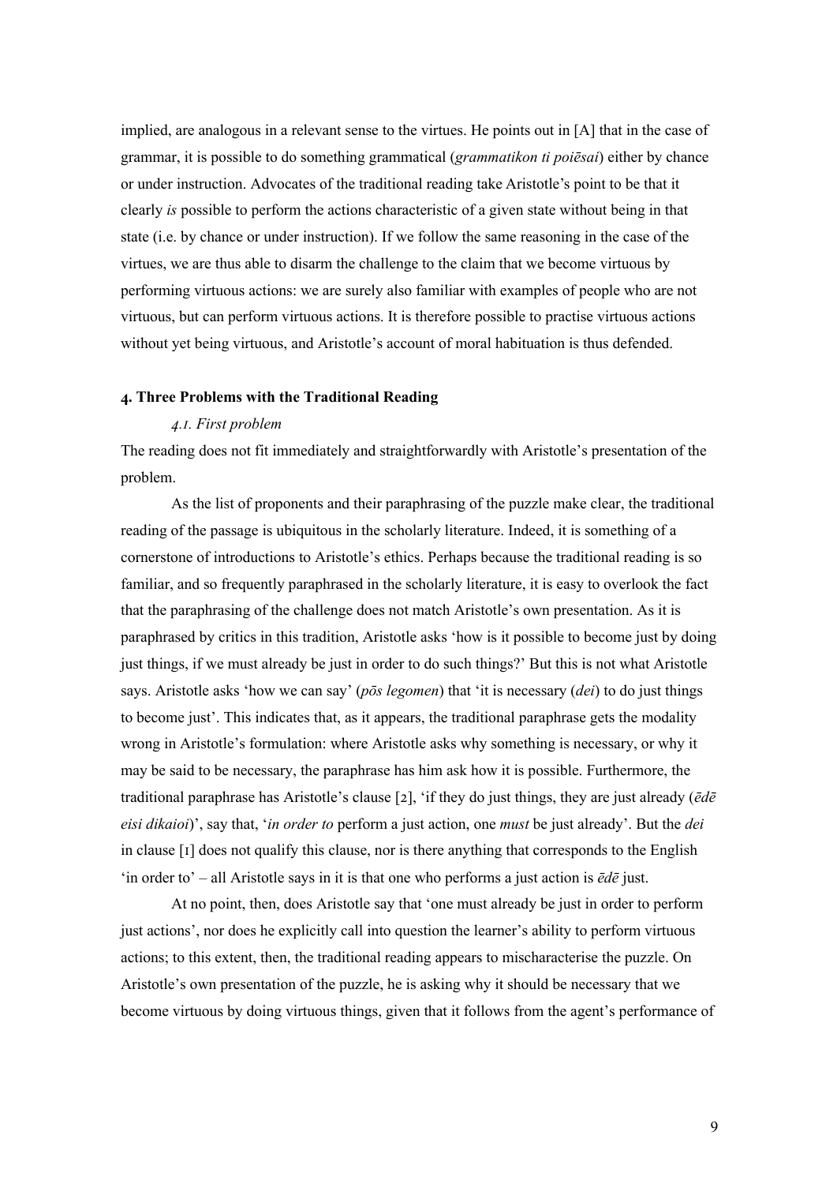implied, are analogous in a relevant sense to the virtues. He points out in [A] that in the case of grammar, it is possible to do something grammatical (*grammatikon ti poiēsai*) either by chance or under instruction. Advocates of the traditional reading take Aristotle's point to be that it clearly *is* possible to perform the actions characteristic of a given state without being in that state (i.e. by chance or under instruction). If we follow the same reasoning in the case of the virtues, we are thus able to disarm the challenge to the claim that we become virtuous by performing virtuous actions: we are surely also familiar with examples of people who are not virtuous, but can perform virtuous actions. It is therefore possible to practise virtuous actions without yet being virtuous, and Aristotle's account of moral habituation is thus defended.

## 4. Three Problems with the Traditional Reading

### *4.1. First problem*

The reading does not fit immediately and straightforwardly with Aristotle's presentation of the problem.

As the list of proponents and their paraphrasing of the puzzle make clear, the traditional reading of the passage is ubiquitous in the scholarly literature. Indeed, it is something of a cornerstone of introductions to Aristotle's ethics. Perhaps because the traditional reading is so familiar, and so frequently paraphrased in the scholarly literature, it is easy to overlook the fact that the paraphrasing of the challenge does not match Aristotle's own presentation. As it is paraphrased by critics in this tradition, Aristotle asks 'how is it possible to become just by doing just things, if we must already be just in order to do such things?' But this is not what Aristotle says. Aristotle asks 'how we can say' (*pōs legomen*) that 'it is necessary (*dei*) to do just things to become just'. This indicates that, as it appears, the traditional paraphrase gets the modality wrong in Aristotle's formulation: where Aristotle asks why something is necessary, or why it may be said to be necessary, the paraphrase has him ask how it is possible. Furthermore, the traditional paraphrase has Aristotle's clause [2], 'if they do just things, they are just already (*ēdē eisi dikaioi*)', say that, '*in order to* perform a just action, one *must* be just already'. But the *dei* in clause [1] does not qualify this clause, nor is there anything that corresponds to the English 'in order to' – all Aristotle says in it is that one who performs a just action is *ēdē* just.

At no point, then, does Aristotle say that 'one must already be just in order to perform just actions', nor does he explicitly call into question the learner's ability to perform virtuous actions; to this extent, then, the traditional reading appears to mischaracterise the puzzle. On Aristotle's own presentation of the puzzle, he is asking why it should be necessary that we become virtuous by doing virtuous things, given that it follows from the agent's performance of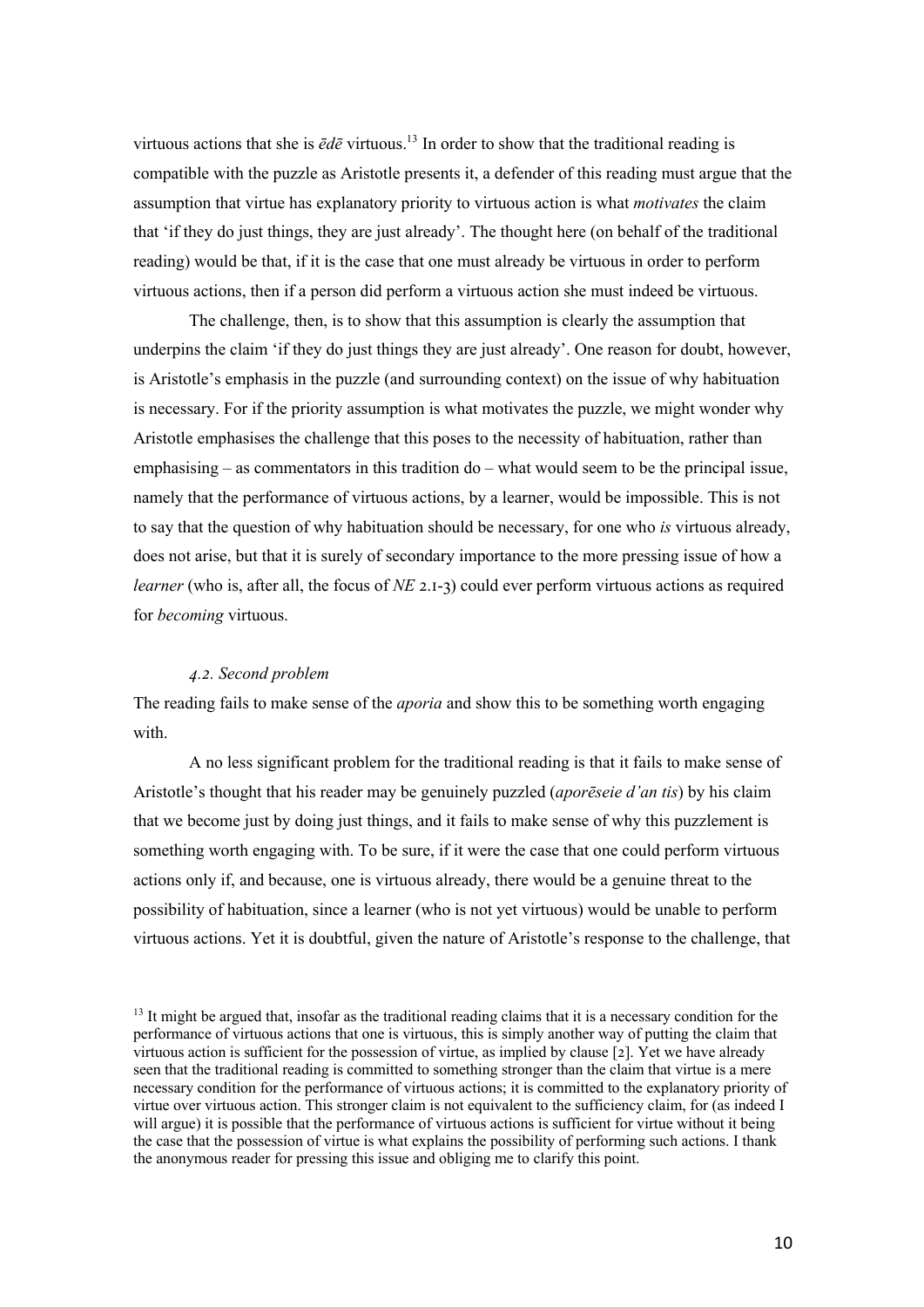virtuous actions that she is *ēdē* virtuous.[13] In order to show that the traditional reading is compatible with the puzzle as Aristotle presents it, a defender of this reading must argue that the assumption that virtue has explanatory priority to virtuous action is what *motivates* the claim that 'if they do just things, they are just already'. The thought here (on behalf of the traditional reading) would be that, if it is the case that one must already be virtuous in order to perform virtuous actions, then if a person did perform a virtuous action she must indeed be virtuous.

The challenge, then, is to show that this assumption is clearly the assumption that underpins the claim 'if they do just things they are just already'. One reason for doubt, however, is Aristotle's emphasis in the puzzle (and surrounding context) on the issue of why habituation is necessary. For if the priority assumption is what motivates the puzzle, we might wonder why Aristotle emphasises the challenge that this poses to the necessity of habituation, rather than emphasising – as commentators in this tradition do – what would seem to be the principal issue, namely that the performance of virtuous actions, by a learner, would be impossible. This is not to say that the question of why habituation should be necessary, for one who *is* virtuous already, does not arise, but that it is surely of secondary importance to the more pressing issue of how a *learner* (who is, after all, the focus of *NE* 2.1-3) could ever perform virtuous actions as required for *becoming* virtuous.

### *4.2. Second problem*

The reading fails to make sense of the *aporia* and show this to be something worth engaging with.

A no less significant problem for the traditional reading is that it fails to make sense of Aristotle's thought that his reader may be genuinely puzzled (*aporēseie d'an tis*) by his claim that we become just by doing just things, and it fails to make sense of why this puzzlement is something worth engaging with. To be sure, if it were the case that one could perform virtuous actions only if, and because, one is virtuous already, there would be a genuine threat to the possibility of habituation, since a learner (who is not yet virtuous) would be unable to perform virtuous actions. Yet it is doubtful, given the nature of Aristotle's response to the challenge, that

---

[13] It might be argued that, insofar as the traditional reading claims that it is a necessary condition for the performance of virtuous actions that one is virtuous, this is simply another way of putting the claim that virtuous action is sufficient for the possession of virtue, as implied by clause [2]. Yet we have already seen that the traditional reading is committed to something stronger than the claim that virtue is a mere necessary condition for the performance of virtuous actions; it is committed to the explanatory priority of virtue over virtuous action. This stronger claim is not equivalent to the sufficiency claim, for (as indeed I will argue) it is possible that the performance of virtuous actions is sufficient for virtue without it being the case that the possession of virtue is what explains the possibility of performing such actions. I thank the anonymous reader for pressing this issue and obliging me to clarify this point.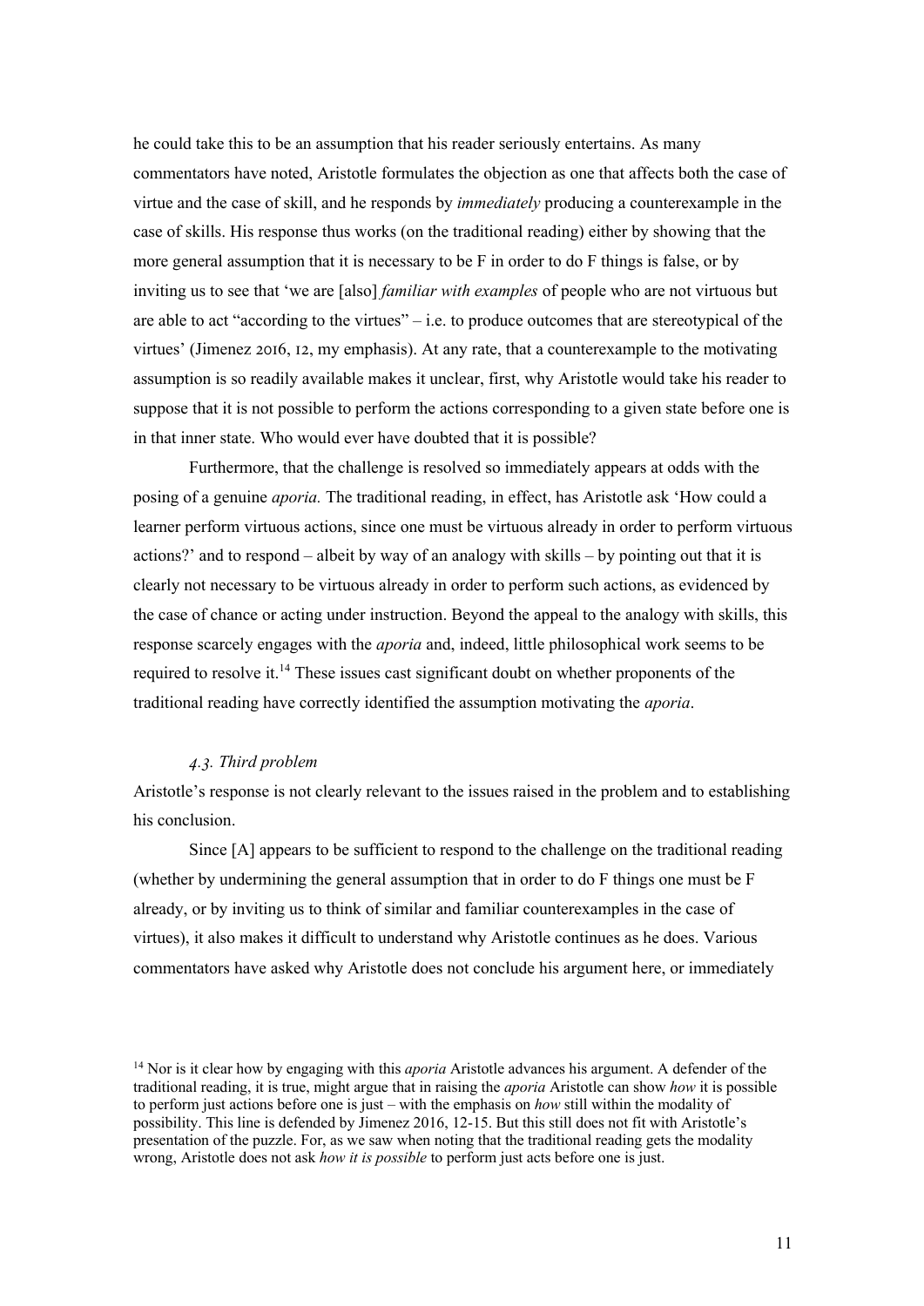he could take this to be an assumption that his reader seriously entertains. As many commentators have noted, Aristotle formulates the objection as one that affects both the case of virtue and the case of skill, and he responds by *immediately* producing a counterexample in the case of skills. His response thus works (on the traditional reading) either by showing that the more general assumption that it is necessary to be F in order to do F things is false, or by inviting us to see that 'we are [also] *familiar with examples* of people who are not virtuous but are able to act "according to the virtues" – i.e. to produce outcomes that are stereotypical of the virtues' (Jimenez 2016, 12, my emphasis). At any rate, that a counterexample to the motivating assumption is so readily available makes it unclear, first, why Aristotle would take his reader to suppose that it is not possible to perform the actions corresponding to a given state before one is in that inner state. Who would ever have doubted that it is possible?

Furthermore, that the challenge is resolved so immediately appears at odds with the posing of a genuine *aporia.* The traditional reading, in effect, has Aristotle ask 'How could a learner perform virtuous actions, since one must be virtuous already in order to perform virtuous actions?' and to respond – albeit by way of an analogy with skills – by pointing out that it is clearly not necessary to be virtuous already in order to perform such actions, as evidenced by the case of chance or acting under instruction. Beyond the appeal to the analogy with skills, this response scarcely engages with the *aporia* and, indeed, little philosophical work seems to be required to resolve it.[14] These issues cast significant doubt on whether proponents of the traditional reading have correctly identified the assumption motivating the *aporia*.

### *4.3. Third problem*

Aristotle's response is not clearly relevant to the issues raised in the problem and to establishing his conclusion.

Since [A] appears to be sufficient to respond to the challenge on the traditional reading (whether by undermining the general assumption that in order to do F things one must be F already, or by inviting us to think of similar and familiar counterexamples in the case of virtues), it also makes it difficult to understand why Aristotle continues as he does. Various commentators have asked why Aristotle does not conclude his argument here, or immediately

[14] Nor is it clear how by engaging with this *aporia* Aristotle advances his argument. A defender of the traditional reading, it is true, might argue that in raising the *aporia* Aristotle can show *how* it is possible to perform just actions before one is just – with the emphasis on *how* still within the modality of possibility. This line is defended by Jimenez 2016, 12-15. But this still does not fit with Aristotle's presentation of the puzzle. For, as we saw when noting that the traditional reading gets the modality wrong, Aristotle does not ask *how it is possible* to perform just acts before one is just.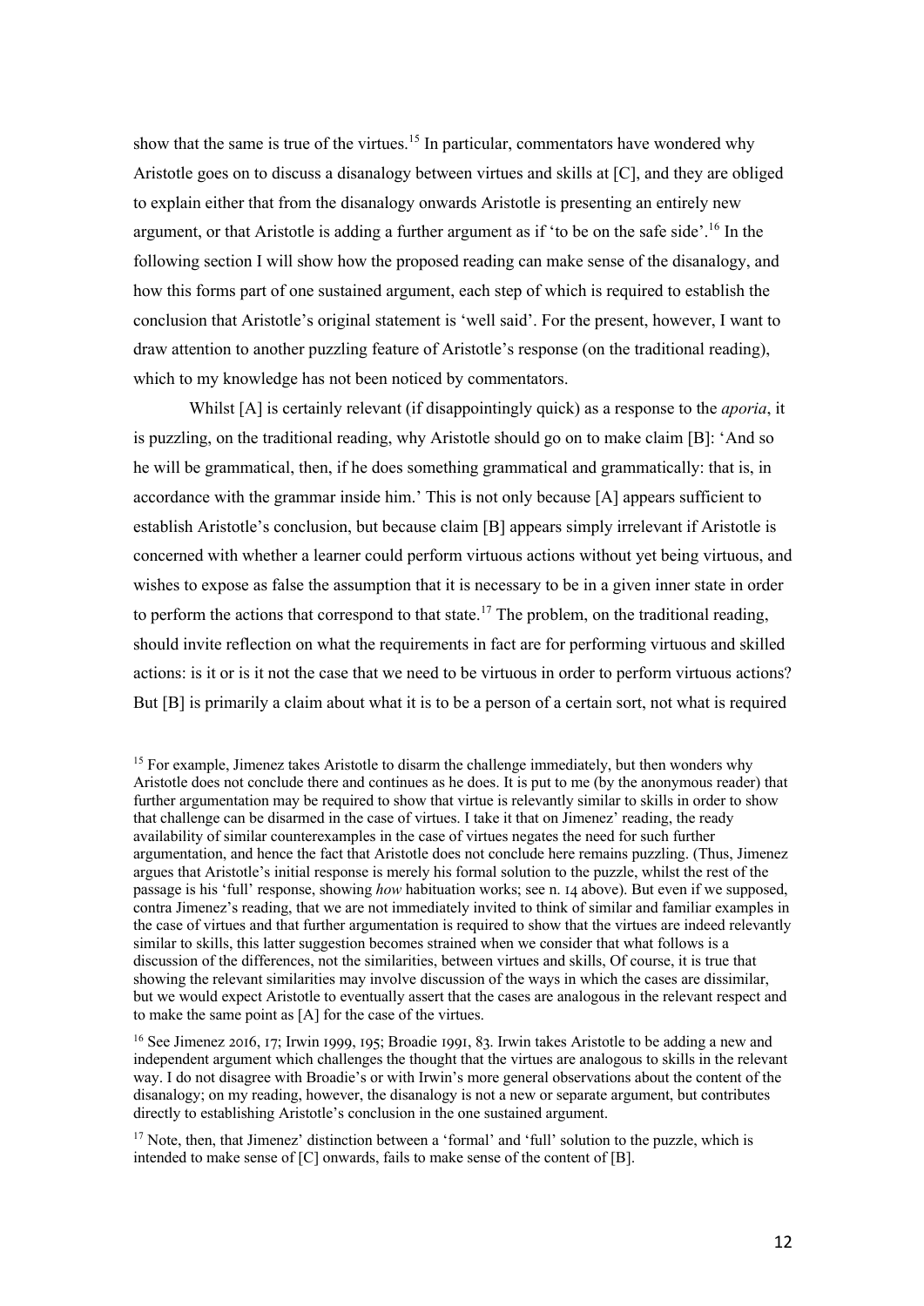show that the same is true of the virtues.[15] In particular, commentators have wondered why Aristotle goes on to discuss a disanalogy between virtues and skills at [C], and they are obliged to explain either that from the disanalogy onwards Aristotle is presenting an entirely new argument, or that Aristotle is adding a further argument as if 'to be on the safe side'.[16] In the following section I will show how the proposed reading can make sense of the disanalogy, and how this forms part of one sustained argument, each step of which is required to establish the conclusion that Aristotle's original statement is 'well said'. For the present, however, I want to draw attention to another puzzling feature of Aristotle's response (on the traditional reading), which to my knowledge has not been noticed by commentators.

Whilst [A] is certainly relevant (if disappointingly quick) as a response to the *aporia*, it is puzzling, on the traditional reading, why Aristotle should go on to make claim [B]: 'And so he will be grammatical, then, if he does something grammatical and grammatically: that is, in accordance with the grammar inside him.' This is not only because [A] appears sufficient to establish Aristotle's conclusion, but because claim [B] appears simply irrelevant if Aristotle is concerned with whether a learner could perform virtuous actions without yet being virtuous, and wishes to expose as false the assumption that it is necessary to be in a given inner state in order to perform the actions that correspond to that state.[17] The problem, on the traditional reading, should invite reflection on what the requirements in fact are for performing virtuous and skilled actions: is it or is it not the case that we need to be virtuous in order to perform virtuous actions? But [B] is primarily a claim about what it is to be a person of a certain sort, not what is required

[15] For example, Jimenez takes Aristotle to disarm the challenge immediately, but then wonders why Aristotle does not conclude there and continues as he does. It is put to me (by the anonymous reader) that further argumentation may be required to show that virtue is relevantly similar to skills in order to show that challenge can be disarmed in the case of virtues. I take it that on Jimenez' reading, the ready availability of similar counterexamples in the case of virtues negates the need for such further argumentation, and hence the fact that Aristotle does not conclude here remains puzzling. (Thus, Jimenez argues that Aristotle's initial response is merely his formal solution to the puzzle, whilst the rest of the passage is his 'full' response, showing *how* habituation works; see n. 14 above). But even if we supposed, contra Jimenez's reading, that we are not immediately invited to think of similar and familiar examples in the case of virtues and that further argumentation is required to show that the virtues are indeed relevantly similar to skills, this latter suggestion becomes strained when we consider that what follows is a discussion of the differences, not the similarities, between virtues and skills, Of course, it is true that showing the relevant similarities may involve discussion of the ways in which the cases are dissimilar, but we would expect Aristotle to eventually assert that the cases are analogous in the relevant respect and to make the same point as [A] for the case of the virtues.

[16] See Jimenez 2016, 17; Irwin 1999, 195; Broadie 1991, 83. Irwin takes Aristotle to be adding a new and independent argument which challenges the thought that the virtues are analogous to skills in the relevant way. I do not disagree with Broadie's or with Irwin's more general observations about the content of the disanalogy; on my reading, however, the disanalogy is not a new or separate argument, but contributes directly to establishing Aristotle's conclusion in the one sustained argument.

[17] Note, then, that Jimenez' distinction between a 'formal' and 'full' solution to the puzzle, which is intended to make sense of [C] onwards, fails to make sense of the content of [B].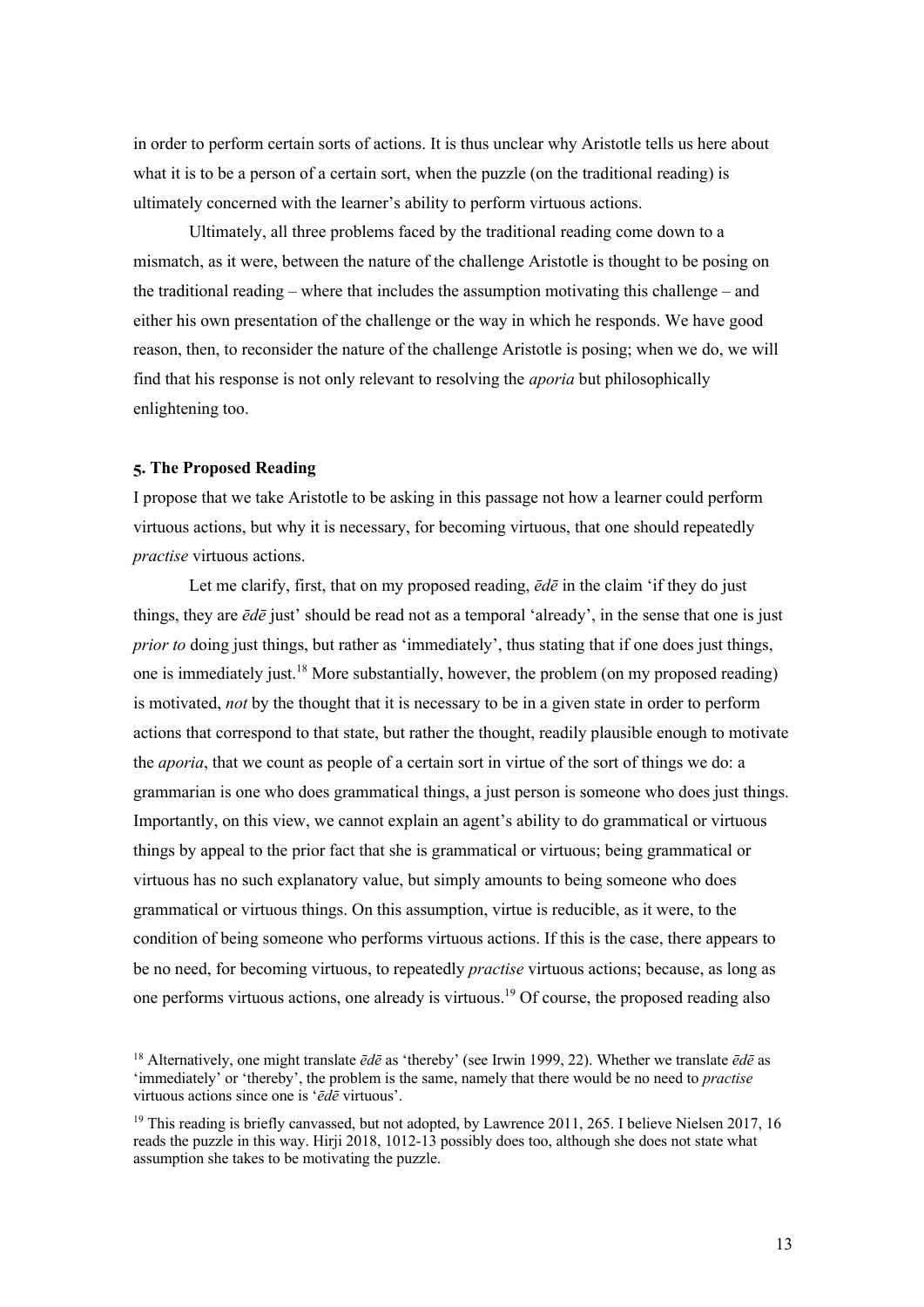in order to perform certain sorts of actions. It is thus unclear why Aristotle tells us here about what it is to be a person of a certain sort, when the puzzle (on the traditional reading) is ultimately concerned with the learner's ability to perform virtuous actions.

Ultimately, all three problems faced by the traditional reading come down to a mismatch, as it were, between the nature of the challenge Aristotle is thought to be posing on the traditional reading – where that includes the assumption motivating this challenge – and either his own presentation of the challenge or the way in which he responds. We have good reason, then, to reconsider the nature of the challenge Aristotle is posing; when we do, we will find that his response is not only relevant to resolving the *aporia* but philosophically enlightening too.

### 5. The Proposed Reading

I propose that we take Aristotle to be asking in this passage not how a learner could perform virtuous actions, but why it is necessary, for becoming virtuous, that one should repeatedly *practise* virtuous actions.

Let me clarify, first, that on my proposed reading, *ēdē* in the claim 'if they do just things, they are *ēdē* just' should be read not as a temporal 'already', in the sense that one is just *prior to* doing just things, but rather as 'immediately', thus stating that if one does just things, one is immediately just.[18] More substantially, however, the problem (on my proposed reading) is motivated, *not* by the thought that it is necessary to be in a given state in order to perform actions that correspond to that state, but rather the thought, readily plausible enough to motivate the *aporia*, that we count as people of a certain sort in virtue of the sort of things we do: a grammarian is one who does grammatical things, a just person is someone who does just things. Importantly, on this view, we cannot explain an agent's ability to do grammatical or virtuous things by appeal to the prior fact that she is grammatical or virtuous; being grammatical or virtuous has no such explanatory value, but simply amounts to being someone who does grammatical or virtuous things. On this assumption, virtue is reducible, as it were, to the condition of being someone who performs virtuous actions. If this is the case, there appears to be no need, for becoming virtuous, to repeatedly *practise* virtuous actions; because, as long as one performs virtuous actions, one already is virtuous.[19] Of course, the proposed reading also

[18] Alternatively, one might translate *ēdē* as 'thereby' (see Irwin 1999, 22). Whether we translate *ēdē* as 'immediately' or 'thereby', the problem is the same, namely that there would be no need to *practise* virtuous actions since one is '*ēdē* virtuous'.

[19] This reading is briefly canvassed, but not adopted, by Lawrence 2011, 265. I believe Nielsen 2017, 16 reads the puzzle in this way. Hirji 2018, 1012-13 possibly does too, although she does not state what assumption she takes to be motivating the puzzle.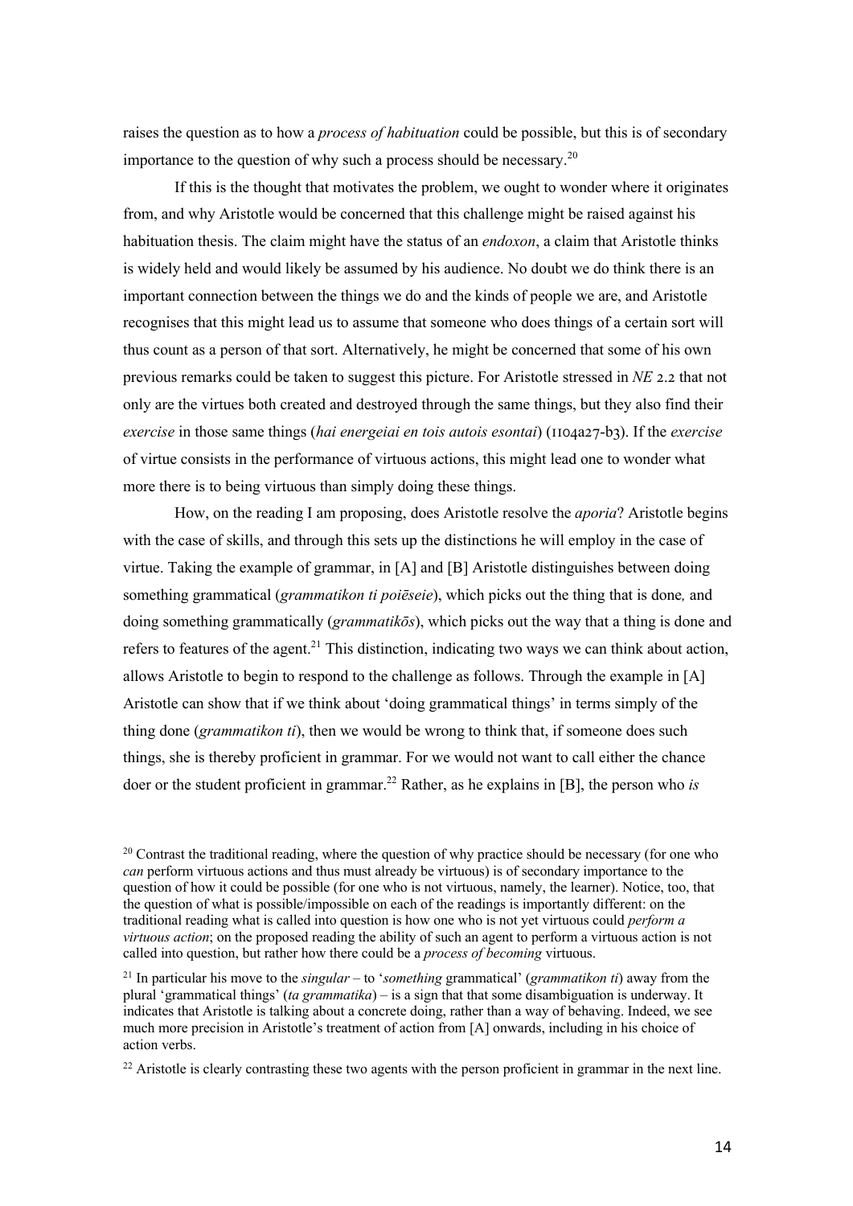raises the question as to how a *process of habituation* could be possible, but this is of secondary importance to the question of why such a process should be necessary.[20]

If this is the thought that motivates the problem, we ought to wonder where it originates from, and why Aristotle would be concerned that this challenge might be raised against his habituation thesis. The claim might have the status of an *endoxon*, a claim that Aristotle thinks is widely held and would likely be assumed by his audience. No doubt we do think there is an important connection between the things we do and the kinds of people we are, and Aristotle recognises that this might lead us to assume that someone who does things of a certain sort will thus count as a person of that sort. Alternatively, he might be concerned that some of his own previous remarks could be taken to suggest this picture. For Aristotle stressed in *NE* 2.2 that not only are the virtues both created and destroyed through the same things, but they also find their *exercise* in those same things (*hai energeiai en tois autois esontai*) (1104a27-b3). If the *exercise* of virtue consists in the performance of virtuous actions, this might lead one to wonder what more there is to being virtuous than simply doing these things.

How, on the reading I am proposing, does Aristotle resolve the *aporia*? Aristotle begins with the case of skills, and through this sets up the distinctions he will employ in the case of virtue. Taking the example of grammar, in [A] and [B] Aristotle distinguishes between doing something grammatical (*grammatikon ti poiēseie*), which picks out the thing that is done*,* and doing something grammatically (*grammatikōs*), which picks out the way that a thing is done and refers to features of the agent.[21] This distinction, indicating two ways we can think about action, allows Aristotle to begin to respond to the challenge as follows. Through the example in [A] Aristotle can show that if we think about 'doing grammatical things' in terms simply of the thing done (*grammatikon ti*), then we would be wrong to think that, if someone does such things, she is thereby proficient in grammar. For we would not want to call either the chance doer or the student proficient in grammar.[22] Rather, as he explains in [B], the person who *is*

[20] Contrast the traditional reading, where the question of why practice should be necessary (for one who *can* perform virtuous actions and thus must already be virtuous) is of secondary importance to the question of how it could be possible (for one who is not virtuous, namely, the learner). Notice, too, that the question of what is possible/impossible on each of the readings is importantly different: on the traditional reading what is called into question is how one who is not yet virtuous could *perform a virtuous action*; on the proposed reading the ability of such an agent to perform a virtuous action is not called into question, but rather how there could be a *process of becoming* virtuous.

[21] In particular his move to the *singular* – to '*something* grammatical' (*grammatikon ti*) away from the plural 'grammatical things' (*ta grammatika*) – is a sign that that some disambiguation is underway. It indicates that Aristotle is talking about a concrete doing, rather than a way of behaving. Indeed, we see much more precision in Aristotle's treatment of action from [A] onwards, including in his choice of action verbs.

[22] Aristotle is clearly contrasting these two agents with the person proficient in grammar in the next line.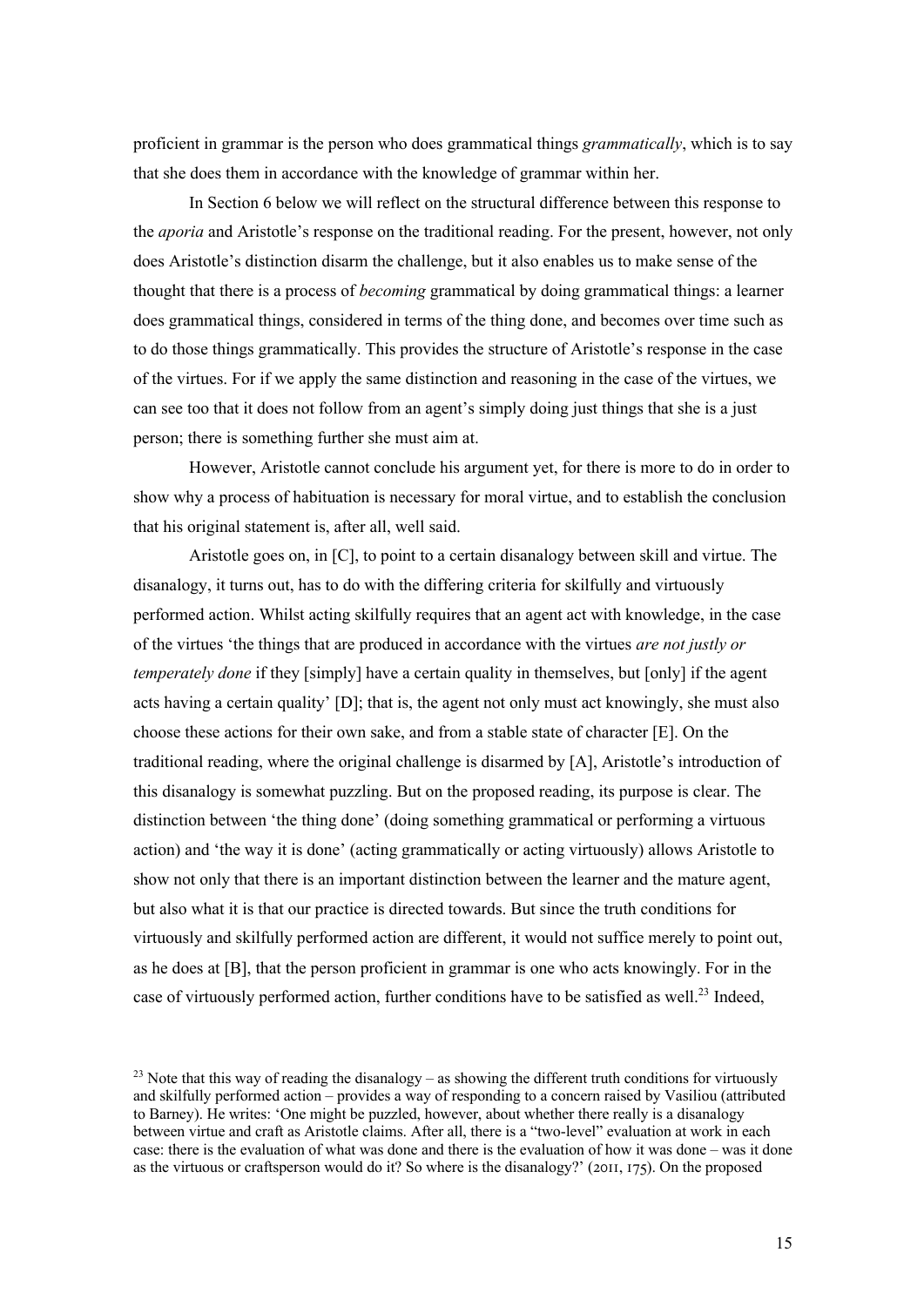proficient in grammar is the person who does grammatical things *grammatically*, which is to say that she does them in accordance with the knowledge of grammar within her.

In Section 6 below we will reflect on the structural difference between this response to the *aporia* and Aristotle's response on the traditional reading. For the present, however, not only does Aristotle's distinction disarm the challenge, but it also enables us to make sense of the thought that there is a process of *becoming* grammatical by doing grammatical things: a learner does grammatical things, considered in terms of the thing done, and becomes over time such as to do those things grammatically. This provides the structure of Aristotle's response in the case of the virtues. For if we apply the same distinction and reasoning in the case of the virtues, we can see too that it does not follow from an agent's simply doing just things that she is a just person; there is something further she must aim at.

However, Aristotle cannot conclude his argument yet, for there is more to do in order to show why a process of habituation is necessary for moral virtue, and to establish the conclusion that his original statement is, after all, well said.

Aristotle goes on, in [C], to point to a certain disanalogy between skill and virtue. The disanalogy, it turns out, has to do with the differing criteria for skilfully and virtuously performed action. Whilst acting skilfully requires that an agent act with knowledge, in the case of the virtues 'the things that are produced in accordance with the virtues *are not justly or temperately done* if they [simply] have a certain quality in themselves, but [only] if the agent acts having a certain quality' [D]; that is, the agent not only must act knowingly, she must also choose these actions for their own sake, and from a stable state of character [E]. On the traditional reading, where the original challenge is disarmed by [A], Aristotle's introduction of this disanalogy is somewhat puzzling. But on the proposed reading, its purpose is clear. The distinction between 'the thing done' (doing something grammatical or performing a virtuous action) and 'the way it is done' (acting grammatically or acting virtuously) allows Aristotle to show not only that there is an important distinction between the learner and the mature agent, but also what it is that our practice is directed towards. But since the truth conditions for virtuously and skilfully performed action are different, it would not suffice merely to point out, as he does at [B], that the person proficient in grammar is one who acts knowingly. For in the case of virtuously performed action, further conditions have to be satisfied as well.[23] Indeed,

[23] Note that this way of reading the disanalogy – as showing the different truth conditions for virtuously and skilfully performed action – provides a way of responding to a concern raised by Vasiliou (attributed to Barney). He writes: 'One might be puzzled, however, about whether there really is a disanalogy between virtue and craft as Aristotle claims. After all, there is a "two-level" evaluation at work in each case: there is the evaluation of what was done and there is the evaluation of how it was done – was it done as the virtuous or craftsperson would do it? So where is the disanalogy?' (2011, 175). On the proposed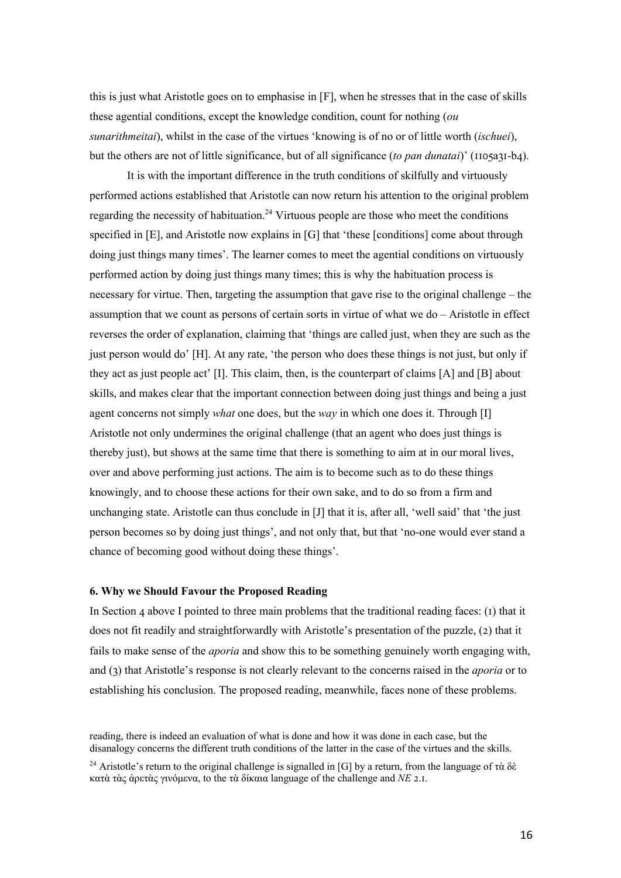this is just what Aristotle goes on to emphasise in [F], when he stresses that in the case of skills these agential conditions, except the knowledge condition, count for nothing (*ou sunarithmeitai*), whilst in the case of the virtues 'knowing is of no or of little worth (*ischuei*), but the others are not of little significance, but of all significance (*to pan dunatai*)' (1105a31-b4).

It is with the important difference in the truth conditions of skilfully and virtuously performed actions established that Aristotle can now return his attention to the original problem regarding the necessity of habituation.[24] Virtuous people are those who meet the conditions specified in [E], and Aristotle now explains in [G] that 'these [conditions] come about through doing just things many times'. The learner comes to meet the agential conditions on virtuously performed action by doing just things many times; this is why the habituation process is necessary for virtue. Then, targeting the assumption that gave rise to the original challenge – the assumption that we count as persons of certain sorts in virtue of what we do – Aristotle in effect reverses the order of explanation, claiming that 'things are called just, when they are such as the just person would do' [H]. At any rate, 'the person who does these things is not just, but only if they act as just people act' [I]. This claim, then, is the counterpart of claims [A] and [B] about skills, and makes clear that the important connection between doing just things and being a just agent concerns not simply *what* one does, but the *way* in which one does it. Through [I] Aristotle not only undermines the original challenge (that an agent who does just things is thereby just), but shows at the same time that there is something to aim at in our moral lives, over and above performing just actions. The aim is to become such as to do these things knowingly, and to choose these actions for their own sake, and to do so from a firm and unchanging state. Aristotle can thus conclude in [J] that it is, after all, 'well said' that 'the just person becomes so by doing just things', and not only that, but that 'no-one would ever stand a chance of becoming good without doing these things'.

### 6. Why we Should Favour the Proposed Reading

In Section 4 above I pointed to three main problems that the traditional reading faces: (1) that it does not fit readily and straightforwardly with Aristotle's presentation of the puzzle, (2) that it fails to make sense of the *aporia* and show this to be something genuinely worth engaging with, and (3) that Aristotle's response is not clearly relevant to the concerns raised in the *aporia* or to establishing his conclusion. The proposed reading, meanwhile, faces none of these problems.

reading, there is indeed an evaluation of what is done and how it was done in each case, but the disanalogy concerns the different truth conditions of the latter in the case of the virtues and the skills.

[24] Aristotle's return to the original challenge is signalled in [G] by a return, from the language of τὰ δὲ κατὰ τὰς ἀρετὰς γινόμενα, to the τὰ δίκαια language of the challenge and *NE* 2.1.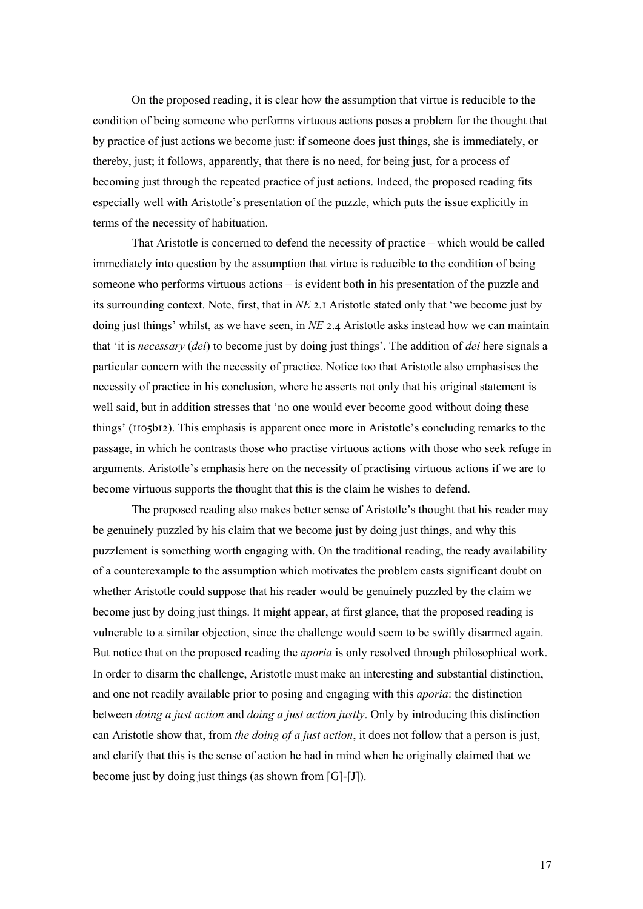On the proposed reading, it is clear how the assumption that virtue is reducible to the condition of being someone who performs virtuous actions poses a problem for the thought that by practice of just actions we become just: if someone does just things, she is immediately, or thereby, just; it follows, apparently, that there is no need, for being just, for a process of becoming just through the repeated practice of just actions. Indeed, the proposed reading fits especially well with Aristotle's presentation of the puzzle, which puts the issue explicitly in terms of the necessity of habituation.

That Aristotle is concerned to defend the necessity of practice – which would be called immediately into question by the assumption that virtue is reducible to the condition of being someone who performs virtuous actions – is evident both in his presentation of the puzzle and its surrounding context. Note, first, that in *NE* 2.1 Aristotle stated only that 'we become just by doing just things' whilst, as we have seen, in *NE* 2.4 Aristotle asks instead how we can maintain that 'it is *necessary* (*dei*) to become just by doing just things'. The addition of *dei* here signals a particular concern with the necessity of practice. Notice too that Aristotle also emphasises the necessity of practice in his conclusion, where he asserts not only that his original statement is well said, but in addition stresses that 'no one would ever become good without doing these things' (1105b12). This emphasis is apparent once more in Aristotle's concluding remarks to the passage, in which he contrasts those who practise virtuous actions with those who seek refuge in arguments. Aristotle's emphasis here on the necessity of practising virtuous actions if we are to become virtuous supports the thought that this is the claim he wishes to defend.

The proposed reading also makes better sense of Aristotle's thought that his reader may be genuinely puzzled by his claim that we become just by doing just things, and why this puzzlement is something worth engaging with. On the traditional reading, the ready availability of a counterexample to the assumption which motivates the problem casts significant doubt on whether Aristotle could suppose that his reader would be genuinely puzzled by the claim we become just by doing just things. It might appear, at first glance, that the proposed reading is vulnerable to a similar objection, since the challenge would seem to be swiftly disarmed again. But notice that on the proposed reading the *aporia* is only resolved through philosophical work. In order to disarm the challenge, Aristotle must make an interesting and substantial distinction, and one not readily available prior to posing and engaging with this *aporia*: the distinction between *doing a just action* and *doing a just action justly*. Only by introducing this distinction can Aristotle show that, from *the doing of a just action*, it does not follow that a person is just, and clarify that this is the sense of action he had in mind when he originally claimed that we become just by doing just things (as shown from [G]-[J]).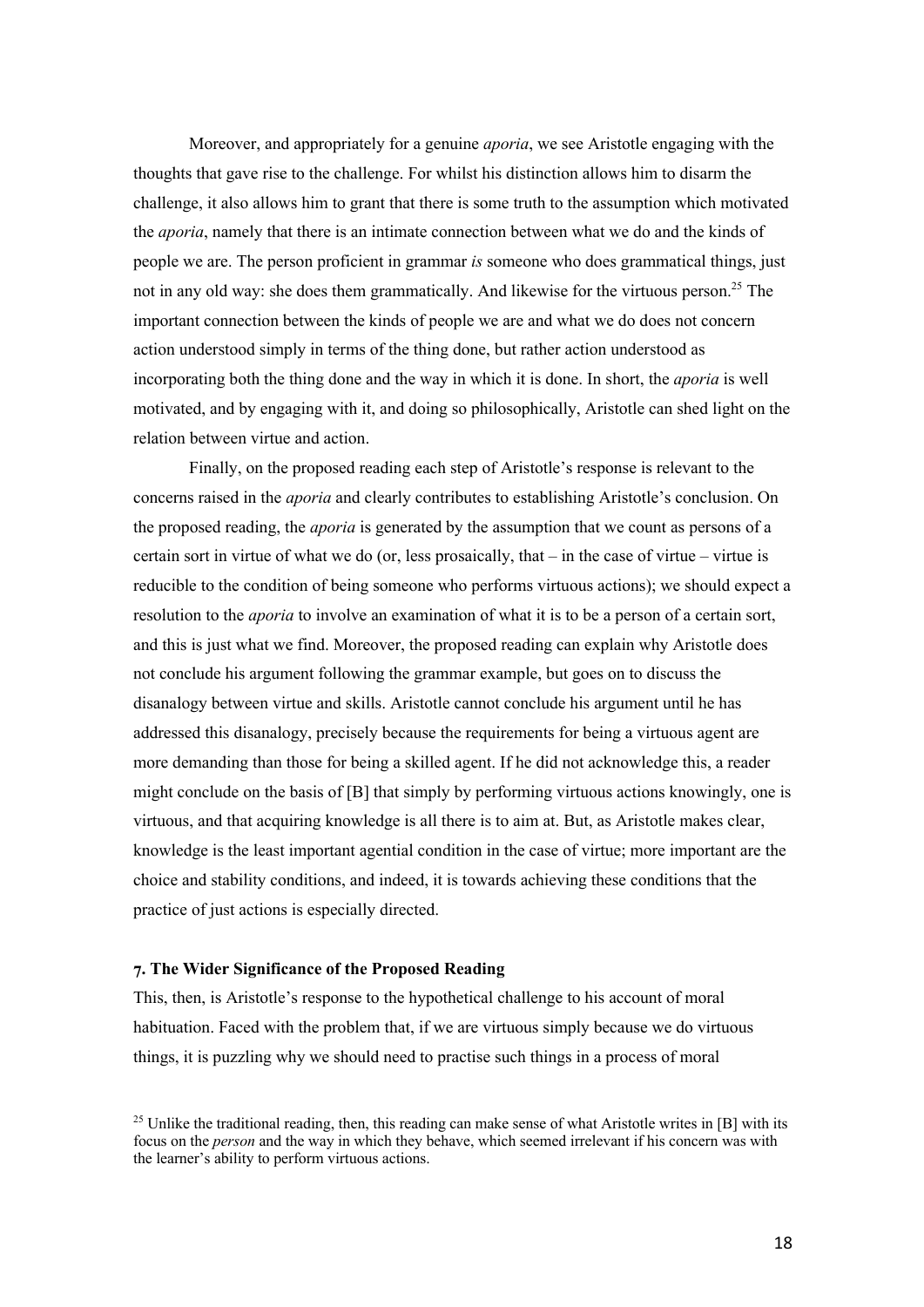Moreover, and appropriately for a genuine *aporia*, we see Aristotle engaging with the thoughts that gave rise to the challenge. For whilst his distinction allows him to disarm the challenge, it also allows him to grant that there is some truth to the assumption which motivated the *aporia*, namely that there is an intimate connection between what we do and the kinds of people we are. The person proficient in grammar *is* someone who does grammatical things, just not in any old way: she does them grammatically. And likewise for the virtuous person.[25] The important connection between the kinds of people we are and what we do does not concern action understood simply in terms of the thing done, but rather action understood as incorporating both the thing done and the way in which it is done. In short, the *aporia* is well motivated, and by engaging with it, and doing so philosophically, Aristotle can shed light on the relation between virtue and action.

Finally, on the proposed reading each step of Aristotle's response is relevant to the concerns raised in the *aporia* and clearly contributes to establishing Aristotle's conclusion. On the proposed reading, the *aporia* is generated by the assumption that we count as persons of a certain sort in virtue of what we do (or, less prosaically, that – in the case of virtue – virtue is reducible to the condition of being someone who performs virtuous actions); we should expect a resolution to the *aporia* to involve an examination of what it is to be a person of a certain sort, and this is just what we find. Moreover, the proposed reading can explain why Aristotle does not conclude his argument following the grammar example, but goes on to discuss the disanalogy between virtue and skills. Aristotle cannot conclude his argument until he has addressed this disanalogy, precisely because the requirements for being a virtuous agent are more demanding than those for being a skilled agent. If he did not acknowledge this, a reader might conclude on the basis of [B] that simply by performing virtuous actions knowingly, one is virtuous, and that acquiring knowledge is all there is to aim at. But, as Aristotle makes clear, knowledge is the least important agential condition in the case of virtue; more important are the choice and stability conditions, and indeed, it is towards achieving these conditions that the practice of just actions is especially directed.

### 7. The Wider Significance of the Proposed Reading

This, then, is Aristotle's response to the hypothetical challenge to his account of moral habituation. Faced with the problem that, if we are virtuous simply because we do virtuous things, it is puzzling why we should need to practise such things in a process of moral

[25] Unlike the traditional reading, then, this reading can make sense of what Aristotle writes in [B] with its focus on the *person* and the way in which they behave, which seemed irrelevant if his concern was with the learner's ability to perform virtuous actions.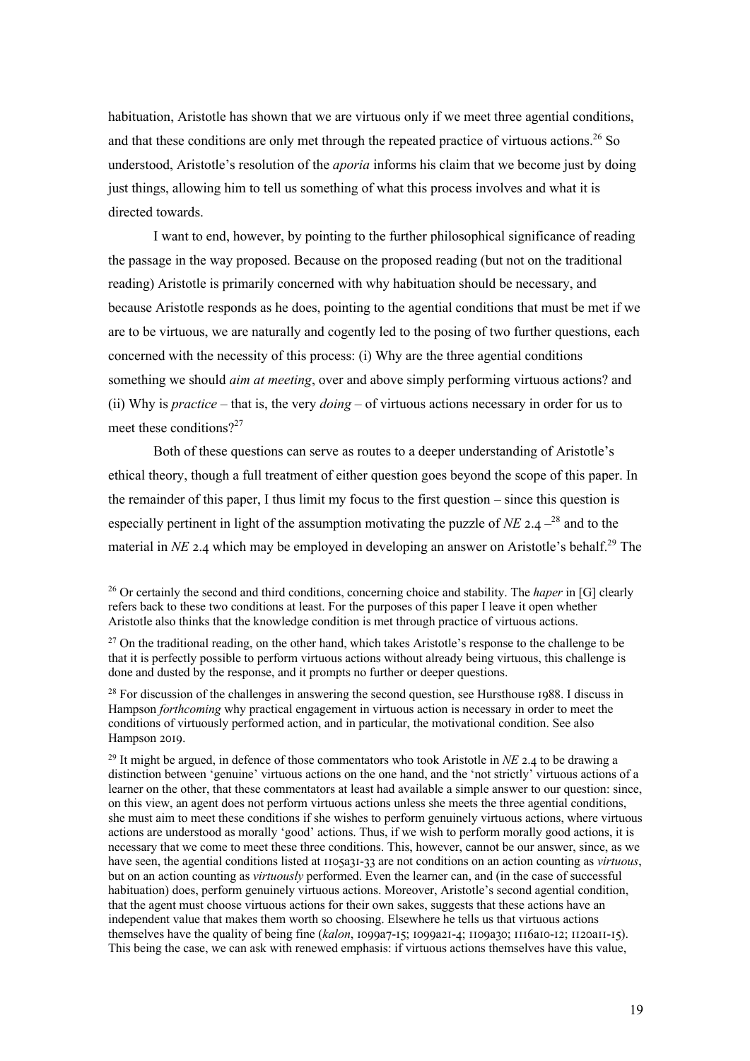habituation, Aristotle has shown that we are virtuous only if we meet three agential conditions, and that these conditions are only met through the repeated practice of virtuous actions.[26] So understood, Aristotle's resolution of the *aporia* informs his claim that we become just by doing just things, allowing him to tell us something of what this process involves and what it is directed towards.

I want to end, however, by pointing to the further philosophical significance of reading the passage in the way proposed. Because on the proposed reading (but not on the traditional reading) Aristotle is primarily concerned with why habituation should be necessary, and because Aristotle responds as he does, pointing to the agential conditions that must be met if we are to be virtuous, we are naturally and cogently led to the posing of two further questions, each concerned with the necessity of this process: (i) Why are the three agential conditions something we should *aim at meeting*, over and above simply performing virtuous actions? and (ii) Why is *practice* – that is, the very *doing* – of virtuous actions necessary in order for us to meet these conditions?[27]

Both of these questions can serve as routes to a deeper understanding of Aristotle's ethical theory, though a full treatment of either question goes beyond the scope of this paper. In the remainder of this paper, I thus limit my focus to the first question – since this question is especially pertinent in light of the assumption motivating the puzzle of *NE* 2.4 –[28] and to the material in *NE* 2.4 which may be employed in developing an answer on Aristotle's behalf.[29] The

[26] Or certainly the second and third conditions, concerning choice and stability. The *haper* in [G] clearly refers back to these two conditions at least. For the purposes of this paper I leave it open whether Aristotle also thinks that the knowledge condition is met through practice of virtuous actions.

[27] On the traditional reading, on the other hand, which takes Aristotle's response to the challenge to be that it is perfectly possible to perform virtuous actions without already being virtuous, this challenge is done and dusted by the response, and it prompts no further or deeper questions.

[28] For discussion of the challenges in answering the second question, see Hursthouse 1988. I discuss in Hampson *forthcoming* why practical engagement in virtuous action is necessary in order to meet the conditions of virtuously performed action, and in particular, the motivational condition. See also Hampson 2019.

[29] It might be argued, in defence of those commentators who took Aristotle in *NE* 2.4 to be drawing a distinction between 'genuine' virtuous actions on the one hand, and the 'not strictly' virtuous actions of a learner on the other, that these commentators at least had available a simple answer to our question: since, on this view, an agent does not perform virtuous actions unless she meets the three agential conditions, she must aim to meet these conditions if she wishes to perform genuinely virtuous actions, where virtuous actions are understood as morally 'good' actions. Thus, if we wish to perform morally good actions, it is necessary that we come to meet these three conditions. This, however, cannot be our answer, since, as we have seen, the agential conditions listed at 1105a31-33 are not conditions on an action counting as *virtuous*, but on an action counting as *virtuously* performed. Even the learner can, and (in the case of successful habituation) does, perform genuinely virtuous actions. Moreover, Aristotle's second agential condition, that the agent must choose virtuous actions for their own sakes, suggests that these actions have an independent value that makes them worth so choosing. Elsewhere he tells us that virtuous actions themselves have the quality of being fine (*kalon*, 1099a7-15; 1099a21-4; 1109a30; 1116a10-12; 1120a11-15). This being the case, we can ask with renewed emphasis: if virtuous actions themselves have this value,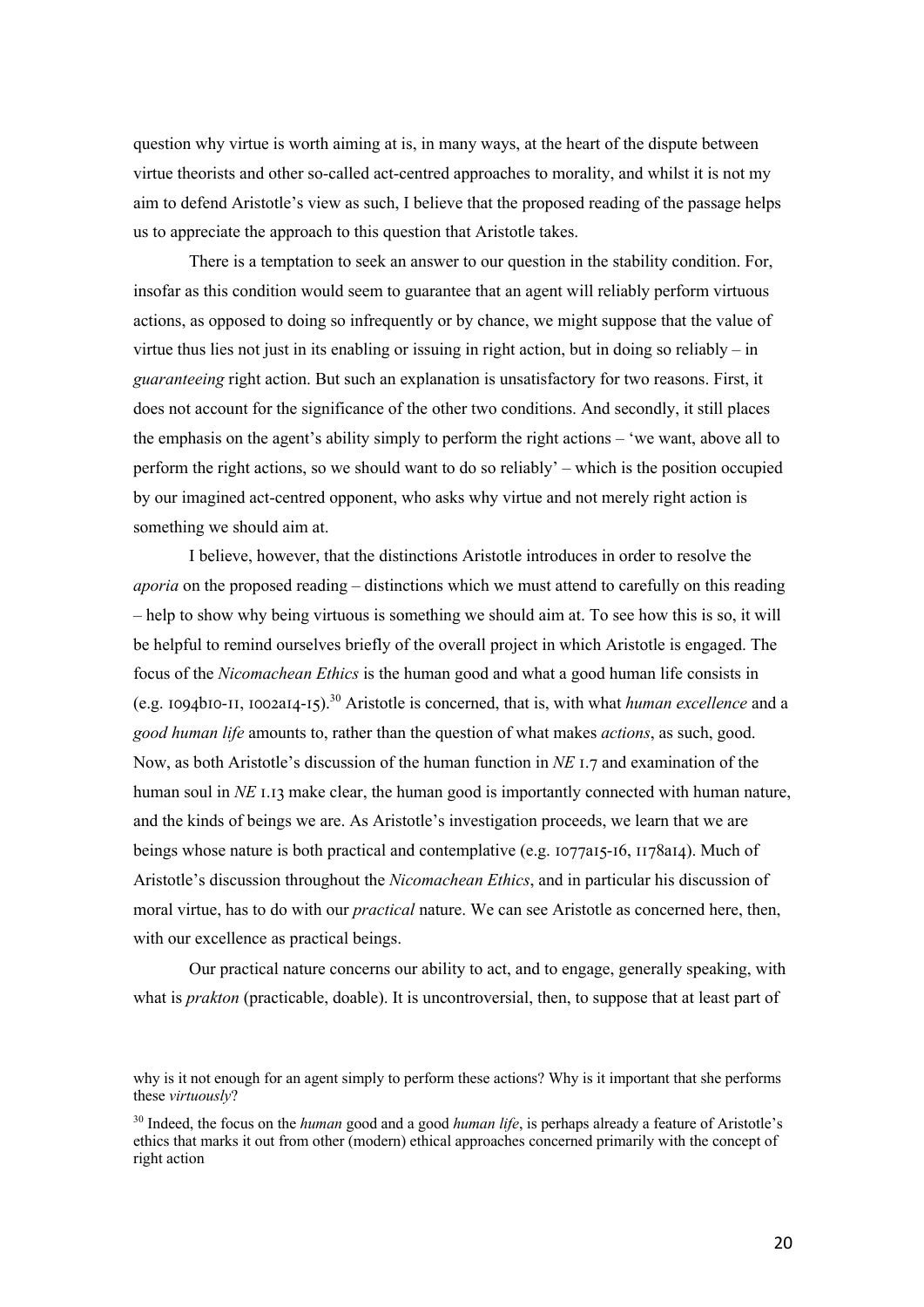question why virtue is worth aiming at is, in many ways, at the heart of the dispute between virtue theorists and other so-called act-centred approaches to morality, and whilst it is not my aim to defend Aristotle's view as such, I believe that the proposed reading of the passage helps us to appreciate the approach to this question that Aristotle takes.

There is a temptation to seek an answer to our question in the stability condition. For, insofar as this condition would seem to guarantee that an agent will reliably perform virtuous actions, as opposed to doing so infrequently or by chance, we might suppose that the value of virtue thus lies not just in its enabling or issuing in right action, but in doing so reliably – in *guaranteeing* right action. But such an explanation is unsatisfactory for two reasons. First, it does not account for the significance of the other two conditions. And secondly, it still places the emphasis on the agent's ability simply to perform the right actions – 'we want, above all to perform the right actions, so we should want to do so reliably' – which is the position occupied by our imagined act-centred opponent, who asks why virtue and not merely right action is something we should aim at.

I believe, however, that the distinctions Aristotle introduces in order to resolve the *aporia* on the proposed reading – distinctions which we must attend to carefully on this reading – help to show why being virtuous is something we should aim at. To see how this is so, it will be helpful to remind ourselves briefly of the overall project in which Aristotle is engaged. The focus of the *Nicomachean Ethics* is the human good and what a good human life consists in (e.g. 1094b10-11, 1002a14-15).[30] Aristotle is concerned, that is, with what *human excellence* and a *good human life* amounts to, rather than the question of what makes *actions*, as such, good. Now, as both Aristotle's discussion of the human function in *NE* 1.7 and examination of the human soul in *NE* 1.13 make clear, the human good is importantly connected with human nature, and the kinds of beings we are. As Aristotle's investigation proceeds, we learn that we are beings whose nature is both practical and contemplative (e.g. 1077a15-16, 1178a14). Much of Aristotle's discussion throughout the *Nicomachean Ethics*, and in particular his discussion of moral virtue, has to do with our *practical* nature. We can see Aristotle as concerned here, then, with our excellence as practical beings.

Our practical nature concerns our ability to act, and to engage, generally speaking, with what is *prakton* (practicable, doable). It is uncontroversial, then, to suppose that at least part of

---

why is it not enough for an agent simply to perform these actions? Why is it important that she performs these *virtuously*?

[30] Indeed, the focus on the *human* good and a good *human life*, is perhaps already a feature of Aristotle's ethics that marks it out from other (modern) ethical approaches concerned primarily with the concept of right action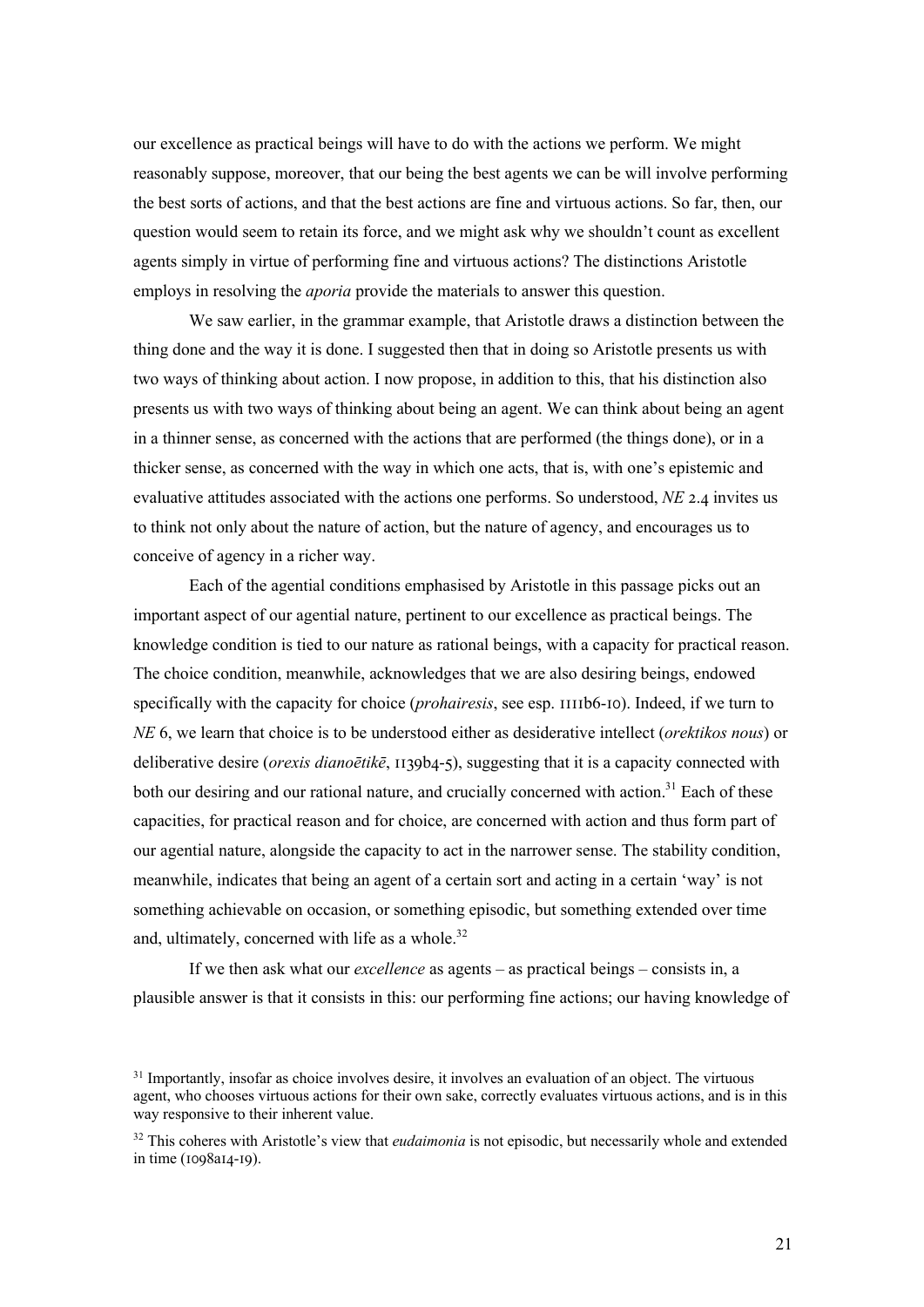our excellence as practical beings will have to do with the actions we perform. We might reasonably suppose, moreover, that our being the best agents we can be will involve performing the best sorts of actions, and that the best actions are fine and virtuous actions. So far, then, our question would seem to retain its force, and we might ask why we shouldn't count as excellent agents simply in virtue of performing fine and virtuous actions? The distinctions Aristotle employs in resolving the *aporia* provide the materials to answer this question.

We saw earlier, in the grammar example, that Aristotle draws a distinction between the thing done and the way it is done. I suggested then that in doing so Aristotle presents us with two ways of thinking about action. I now propose, in addition to this, that his distinction also presents us with two ways of thinking about being an agent. We can think about being an agent in a thinner sense, as concerned with the actions that are performed (the things done), or in a thicker sense, as concerned with the way in which one acts, that is, with one's epistemic and evaluative attitudes associated with the actions one performs. So understood, *NE* 2.4 invites us to think not only about the nature of action, but the nature of agency, and encourages us to conceive of agency in a richer way.

Each of the agential conditions emphasised by Aristotle in this passage picks out an important aspect of our agential nature, pertinent to our excellence as practical beings. The knowledge condition is tied to our nature as rational beings, with a capacity for practical reason. The choice condition, meanwhile, acknowledges that we are also desiring beings, endowed specifically with the capacity for choice (*prohairesis*, see esp. 1111b6-10). Indeed, if we turn to *NE* 6, we learn that choice is to be understood either as desiderative intellect (*orektikos nous*) or deliberative desire (*orexis dianoētikē*, 1139b4-5), suggesting that it is a capacity connected with both our desiring and our rational nature, and crucially concerned with action.[31] Each of these capacities, for practical reason and for choice, are concerned with action and thus form part of our agential nature, alongside the capacity to act in the narrower sense. The stability condition, meanwhile, indicates that being an agent of a certain sort and acting in a certain 'way' is not something achievable on occasion, or something episodic, but something extended over time and, ultimately, concerned with life as a whole.[32]

If we then ask what our *excellence* as agents – as practical beings – consists in, a plausible answer is that it consists in this: our performing fine actions; our having knowledge of

[31] Importantly, insofar as choice involves desire, it involves an evaluation of an object. The virtuous agent, who chooses virtuous actions for their own sake, correctly evaluates virtuous actions, and is in this way responsive to their inherent value.

[32] This coheres with Aristotle's view that *eudaimonia* is not episodic, but necessarily whole and extended in time (1098a14-19).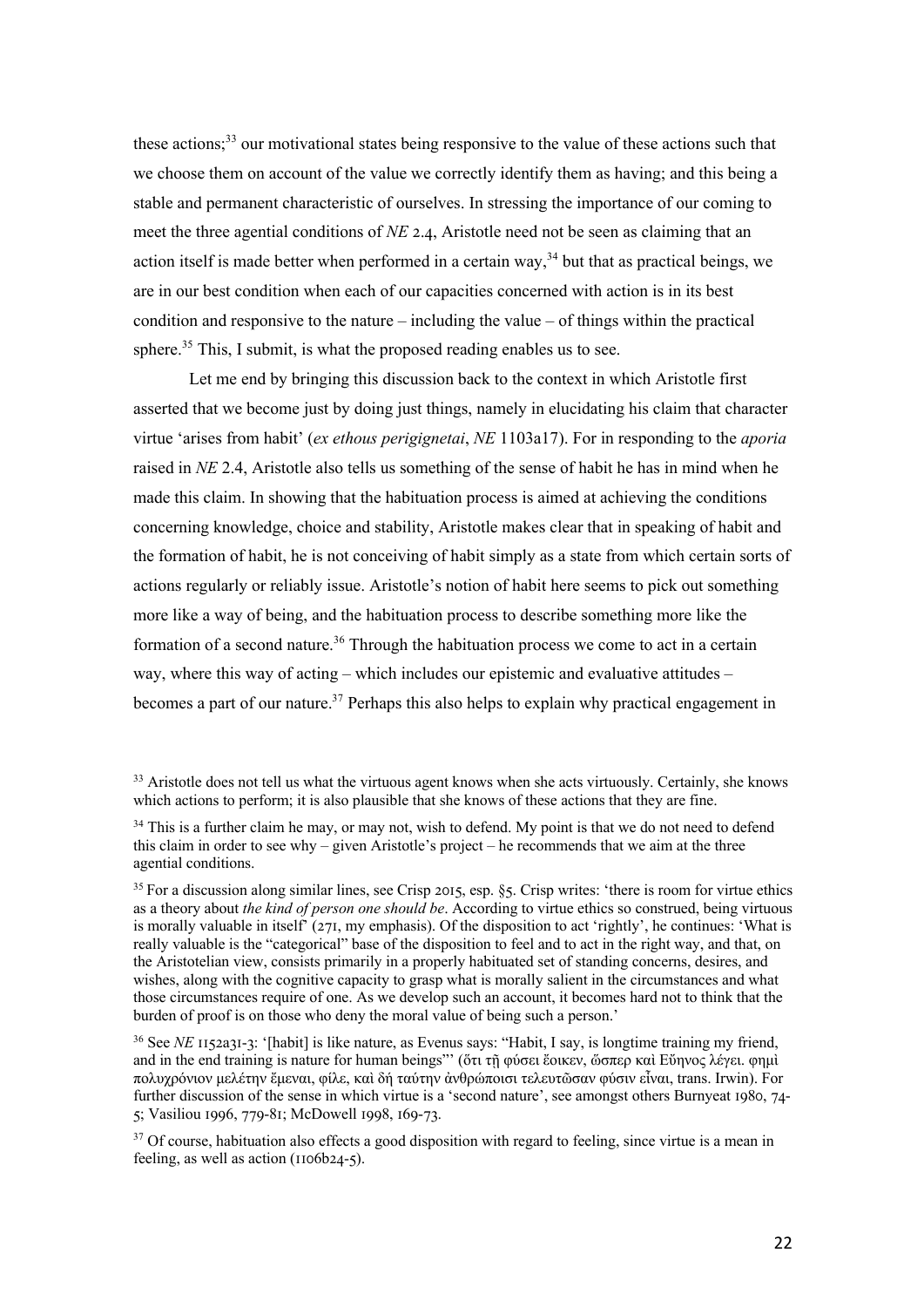these actions;[33] our motivational states being responsive to the value of these actions such that we choose them on account of the value we correctly identify them as having; and this being a stable and permanent characteristic of ourselves. In stressing the importance of our coming to meet the three agential conditions of *NE* 2.4, Aristotle need not be seen as claiming that an action itself is made better when performed in a certain way,[34] but that as practical beings, we are in our best condition when each of our capacities concerned with action is in its best condition and responsive to the nature – including the value – of things within the practical sphere.[35] This, I submit, is what the proposed reading enables us to see.

Let me end by bringing this discussion back to the context in which Aristotle first asserted that we become just by doing just things, namely in elucidating his claim that character virtue 'arises from habit' (*ex ethous perigignetai*, *NE* 1103a17). For in responding to the *aporia* raised in *NE* 2.4, Aristotle also tells us something of the sense of habit he has in mind when he made this claim. In showing that the habituation process is aimed at achieving the conditions concerning knowledge, choice and stability, Aristotle makes clear that in speaking of habit and the formation of habit, he is not conceiving of habit simply as a state from which certain sorts of actions regularly or reliably issue. Aristotle's notion of habit here seems to pick out something more like a way of being, and the habituation process to describe something more like the formation of a second nature.[36] Through the habituation process we come to act in a certain way, where this way of acting – which includes our epistemic and evaluative attitudes – becomes a part of our nature.[37] Perhaps this also helps to explain why practical engagement in

[33] Aristotle does not tell us what the virtuous agent knows when she acts virtuously. Certainly, she knows which actions to perform; it is also plausible that she knows of these actions that they are fine.

[34] This is a further claim he may, or may not, wish to defend. My point is that we do not need to defend this claim in order to see why – given Aristotle's project – he recommends that we aim at the three agential conditions.

[35] For a discussion along similar lines, see Crisp 2015, esp. §5. Crisp writes: 'there is room for virtue ethics as a theory about *the kind of person one should be*. According to virtue ethics so construed, being virtuous is morally valuable in itself' (271, my emphasis). Of the disposition to act 'rightly', he continues: 'What is really valuable is the "categorical" base of the disposition to feel and to act in the right way, and that, on the Aristotelian view, consists primarily in a properly habituated set of standing concerns, desires, and wishes, along with the cognitive capacity to grasp what is morally salient in the circumstances and what those circumstances require of one. As we develop such an account, it becomes hard not to think that the burden of proof is on those who deny the moral value of being such a person.'

[36] See *NE* 1152a31-3: '[habit] is like nature, as Evenus says: "Habit, I say, is longtime training my friend, and in the end training is nature for human beings"' (ὅτι τῇ φύσει ἔοικεν, ὥσπερ καὶ Εὔηνος λέγει. φημὶ πολυχρόνιον μελέτην ἔμεναι, φίλε, καὶ δή ταύτην ἀνθρώποισι τελευτῶσαν φύσιν εἶναι, trans. Irwin). For further discussion of the sense in which virtue is a 'second nature', see amongst others Burnyeat 1980, 74-5; Vasiliou 1996, 779-81; McDowell 1998, 169-73.

[37] Of course, habituation also effects a good disposition with regard to feeling, since virtue is a mean in feeling, as well as action (1106b24-5).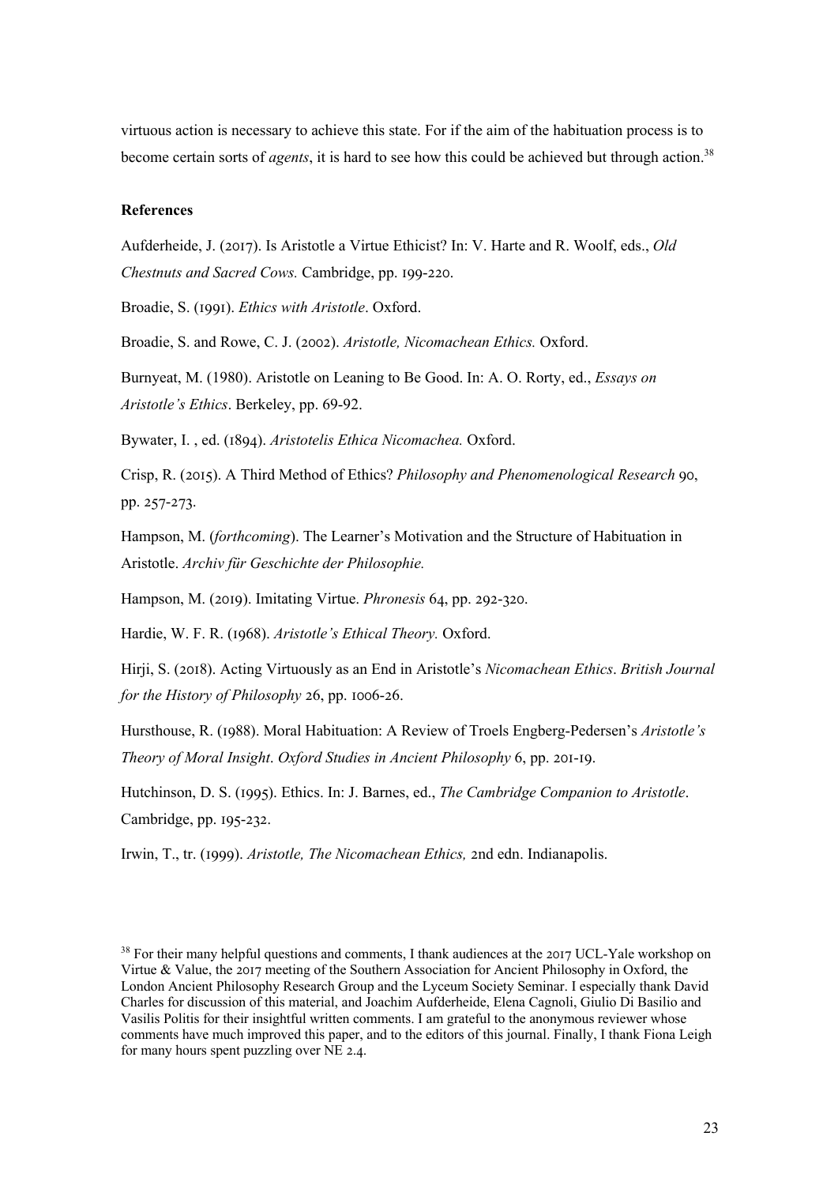virtuous action is necessary to achieve this state. For if the aim of the habituation process is to become certain sorts of *agents*, it is hard to see how this could be achieved but through action.[38]

**References**

Aufderheide, J. (2017). Is Aristotle a Virtue Ethicist? In: V. Harte and R. Woolf, eds., *Old Chestnuts and Sacred Cows.* Cambridge, pp. 199-220.

Broadie, S. (1991). *Ethics with Aristotle*. Oxford.

Broadie, S. and Rowe, C. J. (2002). *Aristotle, Nicomachean Ethics.* Oxford.

Burnyeat, M. (1980). Aristotle on Leaning to Be Good. In: A. O. Rorty, ed., *Essays on Aristotle's Ethics*. Berkeley, pp. 69-92.

Bywater, I. , ed. (1894). *Aristotelis Ethica Nicomachea.* Oxford.

Crisp, R. (2015). A Third Method of Ethics? *Philosophy and Phenomenological Research* 90, pp. 257-273.

Hampson, M. (*forthcoming*). The Learner's Motivation and the Structure of Habituation in Aristotle. *Archiv für Geschichte der Philosophie.*

Hampson, M. (2019). Imitating Virtue. *Phronesis* 64, pp. 292-320.

Hardie, W. F. R. (1968). *Aristotle's Ethical Theory.* Oxford.

Hirji, S. (2018). Acting Virtuously as an End in Aristotle's *Nicomachean Ethics*. *British Journal for the History of Philosophy* 26, pp. 1006-26.

Hursthouse, R. (1988). Moral Habituation: A Review of Troels Engberg-Pedersen's *Aristotle's Theory of Moral Insight*. *Oxford Studies in Ancient Philosophy* 6, pp. 201-19.

Hutchinson, D. S. (1995). Ethics. In: J. Barnes, ed., *The Cambridge Companion to Aristotle*. Cambridge, pp. 195-232.

Irwin, T., tr. (1999). *Aristotle, The Nicomachean Ethics,* 2nd edn. Indianapolis.

[38] For their many helpful questions and comments, I thank audiences at the 2017 UCL-Yale workshop on Virtue & Value, the 2017 meeting of the Southern Association for Ancient Philosophy in Oxford, the London Ancient Philosophy Research Group and the Lyceum Society Seminar. I especially thank David Charles for discussion of this material, and Joachim Aufderheide, Elena Cagnoli, Giulio Di Basilio and Vasilis Politis for their insightful written comments. I am grateful to the anonymous reviewer whose comments have much improved this paper, and to the editors of this journal. Finally, I thank Fiona Leigh for many hours spent puzzling over NE 2.4.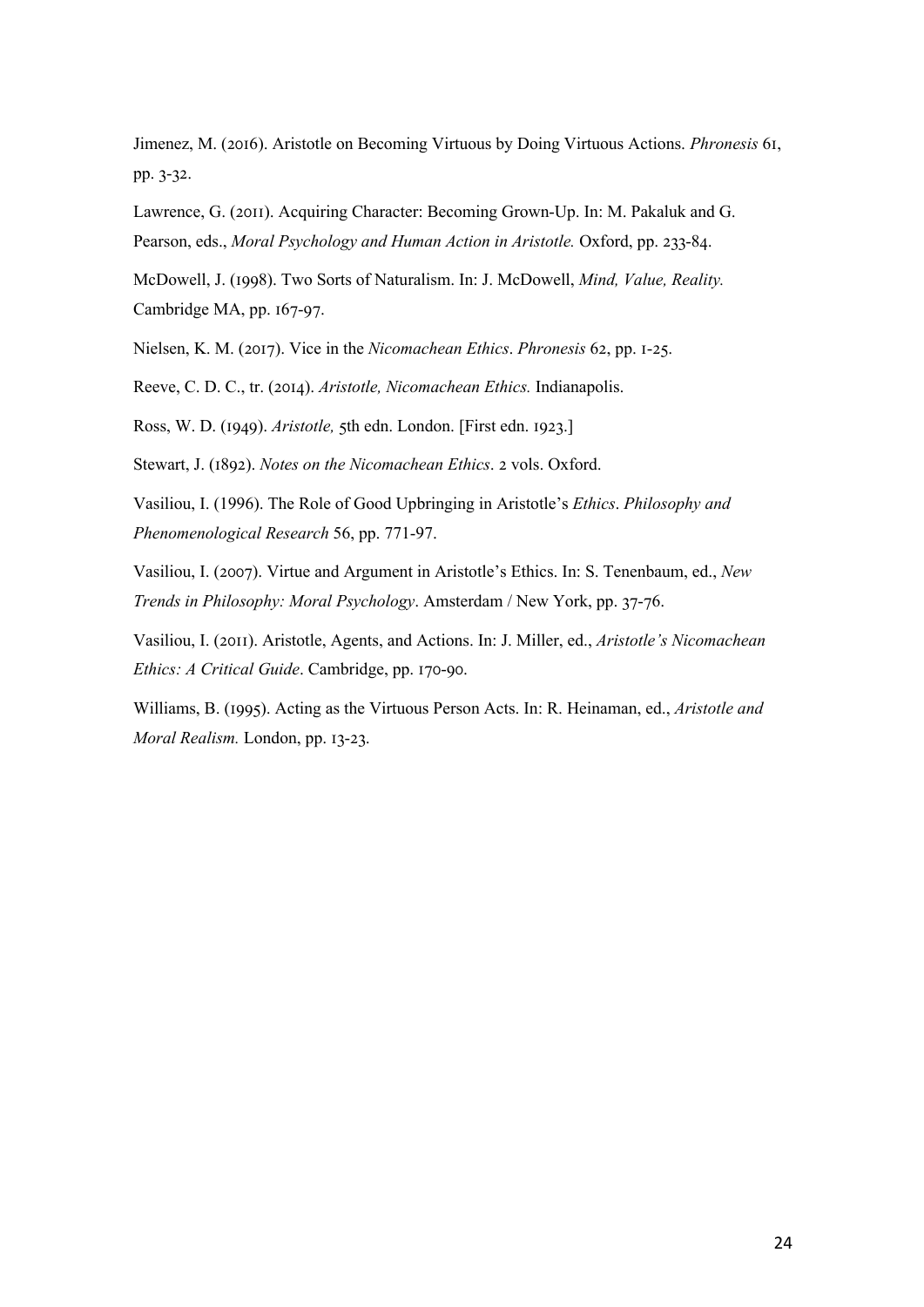Jimenez, M. (2016). Aristotle on Becoming Virtuous by Doing Virtuous Actions. *Phronesis* 61, pp. 3-32.

Lawrence, G. (2011). Acquiring Character: Becoming Grown-Up. In: M. Pakaluk and G. Pearson, eds., *Moral Psychology and Human Action in Aristotle.* Oxford, pp. 233-84.

McDowell, J. (1998). Two Sorts of Naturalism. In: J. McDowell, *Mind, Value, Reality.* Cambridge MA, pp. 167-97.

Nielsen, K. M. (2017). Vice in the *Nicomachean Ethics*. *Phronesis* 62, pp. 1-25.

Reeve, C. D. C., tr. (2014). *Aristotle, Nicomachean Ethics.* Indianapolis.

Ross, W. D. (1949). *Aristotle,* 5th edn. London. [First edn. 1923.]

Stewart, J. (1892). *Notes on the Nicomachean Ethics*. 2 vols. Oxford.

Vasiliou, I. (1996). The Role of Good Upbringing in Aristotle's *Ethics*. *Philosophy and Phenomenological Research* 56, pp. 771-97.

Vasiliou, I. (2007). Virtue and Argument in Aristotle's Ethics. In: S. Tenenbaum, ed., *New Trends in Philosophy: Moral Psychology*. Amsterdam / New York, pp. 37-76.

Vasiliou, I. (2011). Aristotle, Agents, and Actions. In: J. Miller, ed., *Aristotle's Nicomachean Ethics: A Critical Guide*. Cambridge, pp. 170-90.

Williams, B. (1995). Acting as the Virtuous Person Acts. In: R. Heinaman, ed., *Aristotle and Moral Realism.* London, pp. 13-23.